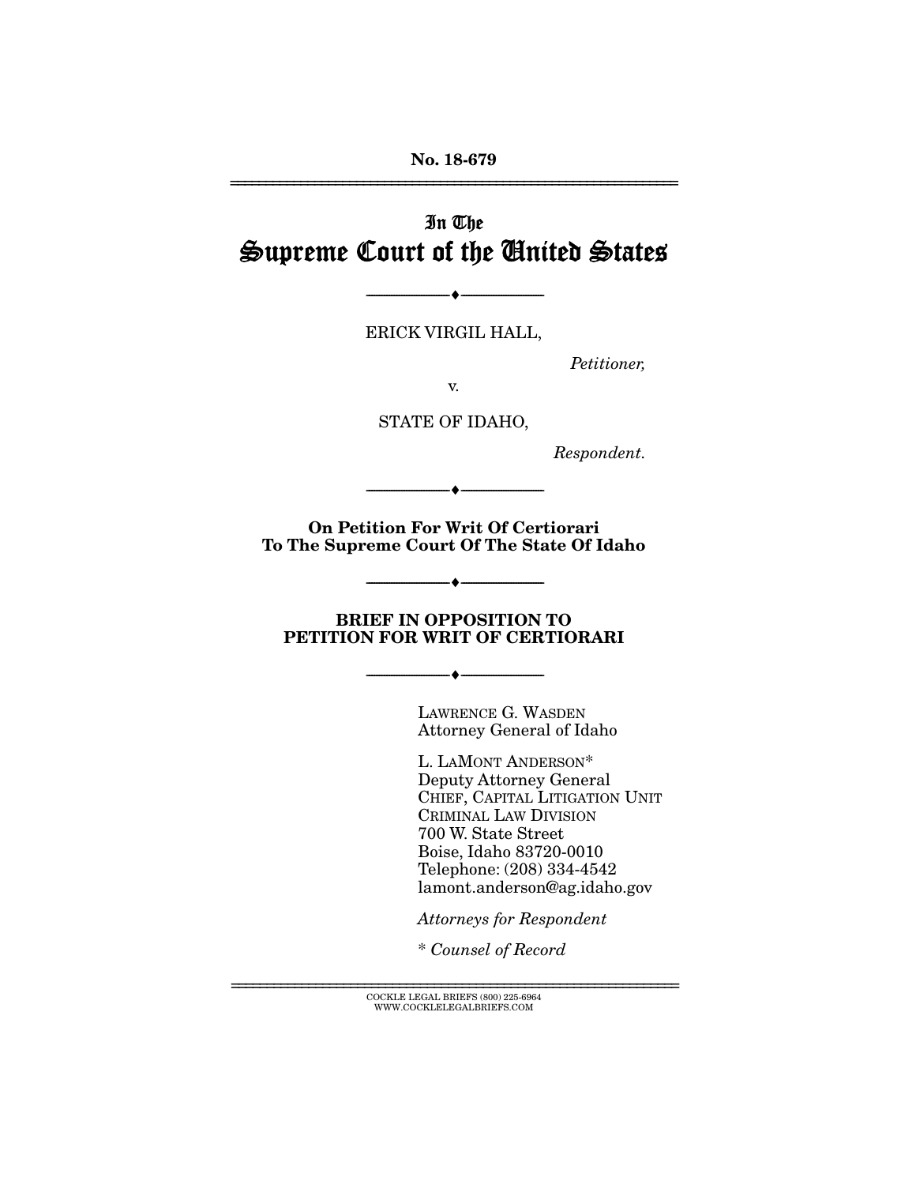No. 18-679

---

In The

# Supreme Court of the United States

---

ERICK VIRGIL HALL,

*Petitioner,*

v.

STATE OF IDAHO,

*Respondent.*

---

**On Petition For Writ Of Certiorari To The Supreme Court Of The State Of Idaho**

---

**BRIEF IN OPPOSITION TO PETITION FOR WRIT OF CERTIORARI**

---

LAWRENCE G. WASDEN
Attorney General of Idaho

L. LAMONT ANDERSON*
Deputy Attorney General
CHIEF, CAPITAL LITIGATION UNIT
CRIMINAL LAW DIVISION
700 W. State Street
Boise, Idaho 83720-0010
Telephone: (208) 334-4542
lamont.anderson@ag.idaho.gov

*Attorneys for Respondent*

\* *Counsel of Record*

---

COCKLE LEGAL BRIEFS (800) 225-6964
WWW.COCKLELEGALBRIEFS.COM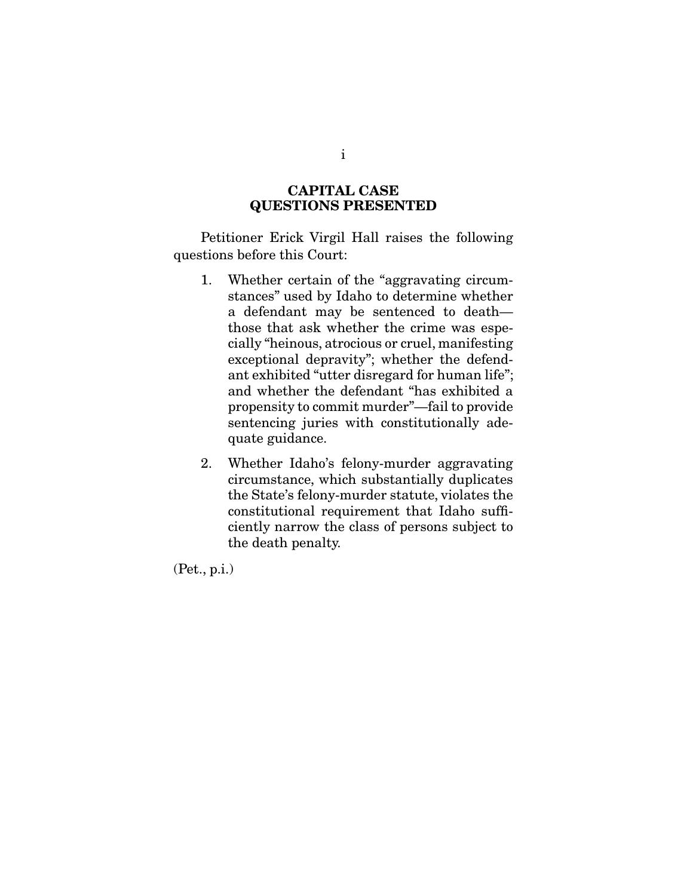## CAPITAL CASE
## QUESTIONS PRESENTED

Petitioner Erick Virgil Hall raises the following questions before this Court:

1. Whether certain of the "aggravating circumstances" used by Idaho to determine whether a defendant may be sentenced to death—those that ask whether the crime was especially "heinous, atrocious or cruel, manifesting exceptional depravity"; whether the defendant exhibited "utter disregard for human life"; and whether the defendant "has exhibited a propensity to commit murder"—fail to provide sentencing juries with constitutionally adequate guidance.

2. Whether Idaho's felony-murder aggravating circumstance, which substantially duplicates the State's felony-murder statute, violates the constitutional requirement that Idaho sufficiently narrow the class of persons subject to the death penalty.

(Pet., p.i.)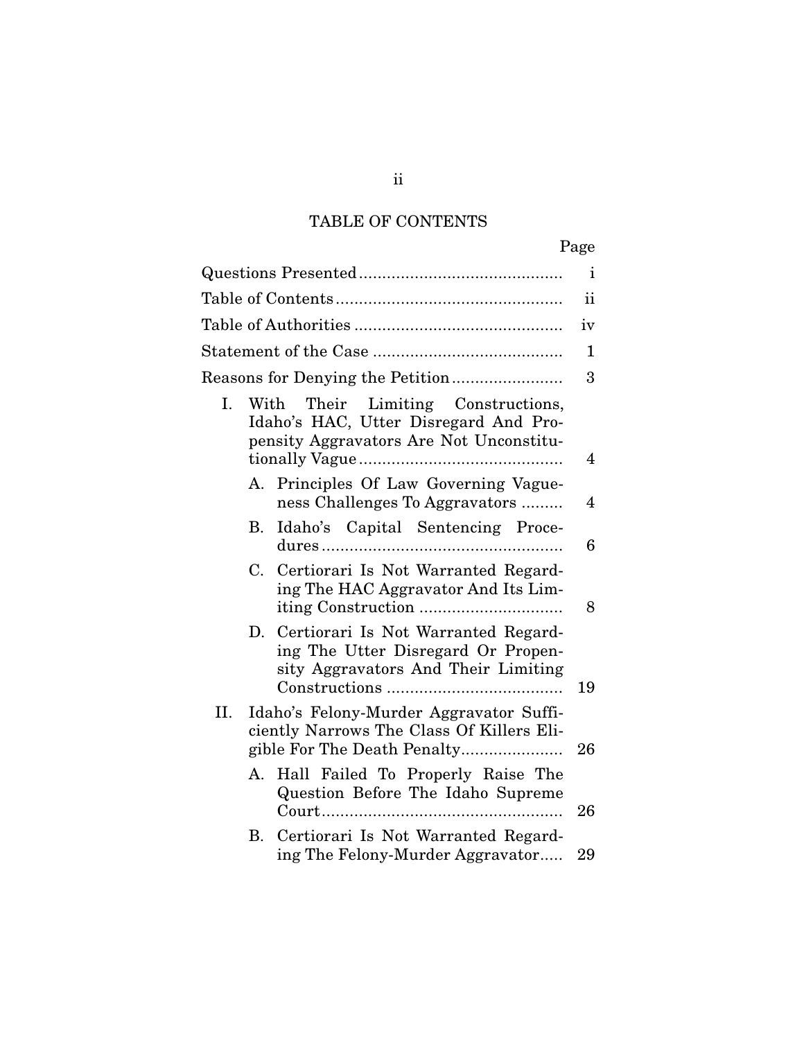## TABLE OF CONTENTS

| | Page |
|---|---|
| Questions Presented | i |
| Table of Contents | ii |
| Table of Authorities | iv |
| Statement of the Case | 1 |
| Reasons for Denying the Petition | 3 |
| I. With Their Limiting Constructions, Idaho's HAC, Utter Disregard And Propensity Aggravators Are Not Unconstitutionally Vague | 4 |
| A. Principles Of Law Governing Vagueness Challenges To Aggravators | 4 |
| B. Idaho's Capital Sentencing Procedures | 6 |
| C. Certiorari Is Not Warranted Regarding The HAC Aggravator And Its Limiting Construction | 8 |
| D. Certiorari Is Not Warranted Regarding The Utter Disregard Or Propensity Aggravators And Their Limiting Constructions | 19 |
| II. Idaho's Felony-Murder Aggravator Sufficiently Narrows The Class Of Killers Eligible For The Death Penalty | 26 |
| A. Hall Failed To Properly Raise The Question Before The Idaho Supreme Court | 26 |
| B. Certiorari Is Not Warranted Regarding The Felony-Murder Aggravator | 29 |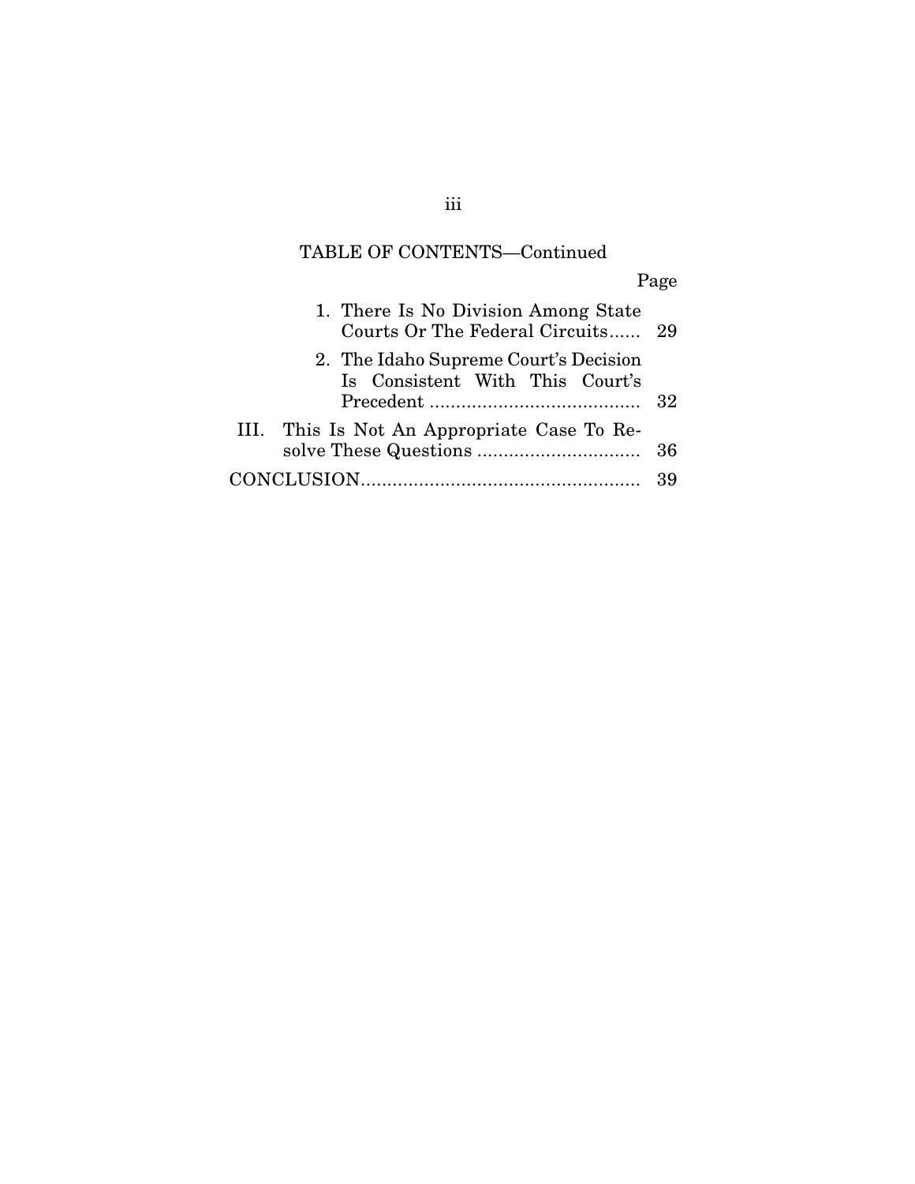TABLE OF CONTENTS—Continued

| | Page |
|---|---|
| 1. There Is No Division Among State Courts Or The Federal Circuits | 29 |
| 2. The Idaho Supreme Court's Decision Is Consistent With This Court's Precedent | 32 |
| III. This Is Not An Appropriate Case To Resolve These Questions | 36 |
| CONCLUSION | 39 |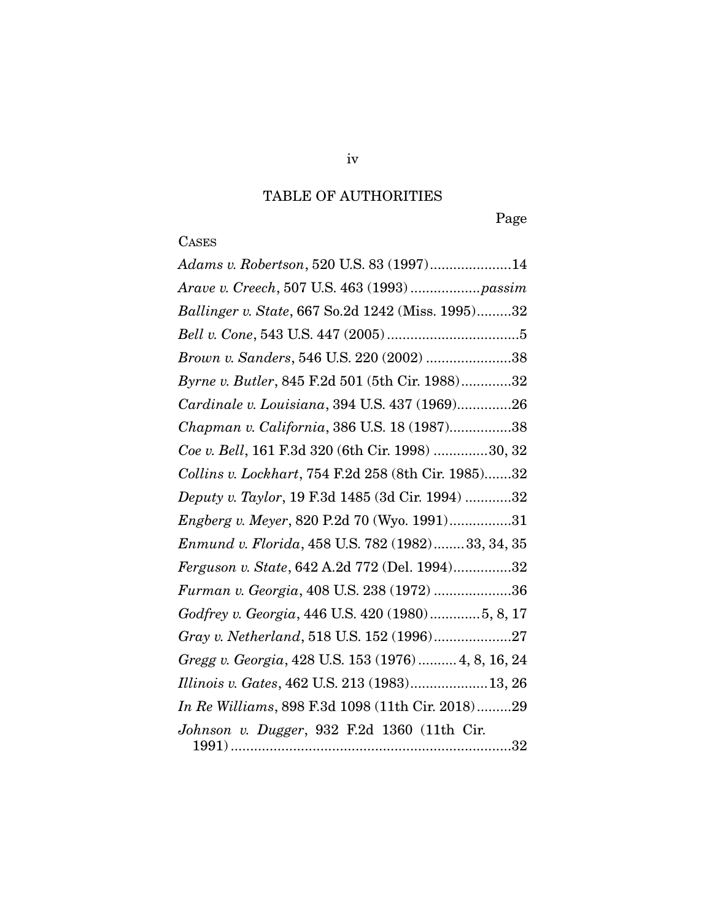# TABLE OF AUTHORITIES

Page

CASES

*Adams v. Robertson*, 520 U.S. 83 (1997).....................14

*Arave v. Creech*, 507 U.S. 463 (1993)..................*passim*

*Ballinger v. State*, 667 So.2d 1242 (Miss. 1995).........32

*Bell v. Cone*, 543 U.S. 447 (2005)..................................5

*Brown v. Sanders*, 546 U.S. 220 (2002) ......................38

*Byrne v. Butler*, 845 F.2d 501 (5th Cir. 1988).............32

*Cardinale v. Louisiana*, 394 U.S. 437 (1969)..............26

*Chapman v. California*, 386 U.S. 18 (1987)................38

*Coe v. Bell*, 161 F.3d 320 (6th Cir. 1998) ..............30, 32

*Collins v. Lockhart*, 754 F.2d 258 (8th Cir. 1985).......32

*Deputy v. Taylor*, 19 F.3d 1485 (3d Cir. 1994) ............32

*Engberg v. Meyer*, 820 P.2d 70 (Wyo. 1991)................31

*Enmund v. Florida*, 458 U.S. 782 (1982)........33, 34, 35

*Ferguson v. State*, 642 A.2d 772 (Del. 1994)...............32

*Furman v. Georgia*, 408 U.S. 238 (1972) ....................36

*Godfrey v. Georgia*, 446 U.S. 420 (1980).............5, 8, 17

*Gray v. Netherland*, 518 U.S. 152 (1996)....................27

*Gregg v. Georgia*, 428 U.S. 153 (1976) .......... 4, 8, 16, 24

*Illinois v. Gates*, 462 U.S. 213 (1983)....................13, 26

*In Re Williams*, 898 F.3d 1098 (11th Cir. 2018).........29

*Johnson v. Dugger*, 932 F.2d 1360 (11th Cir. 1991).......................................................................32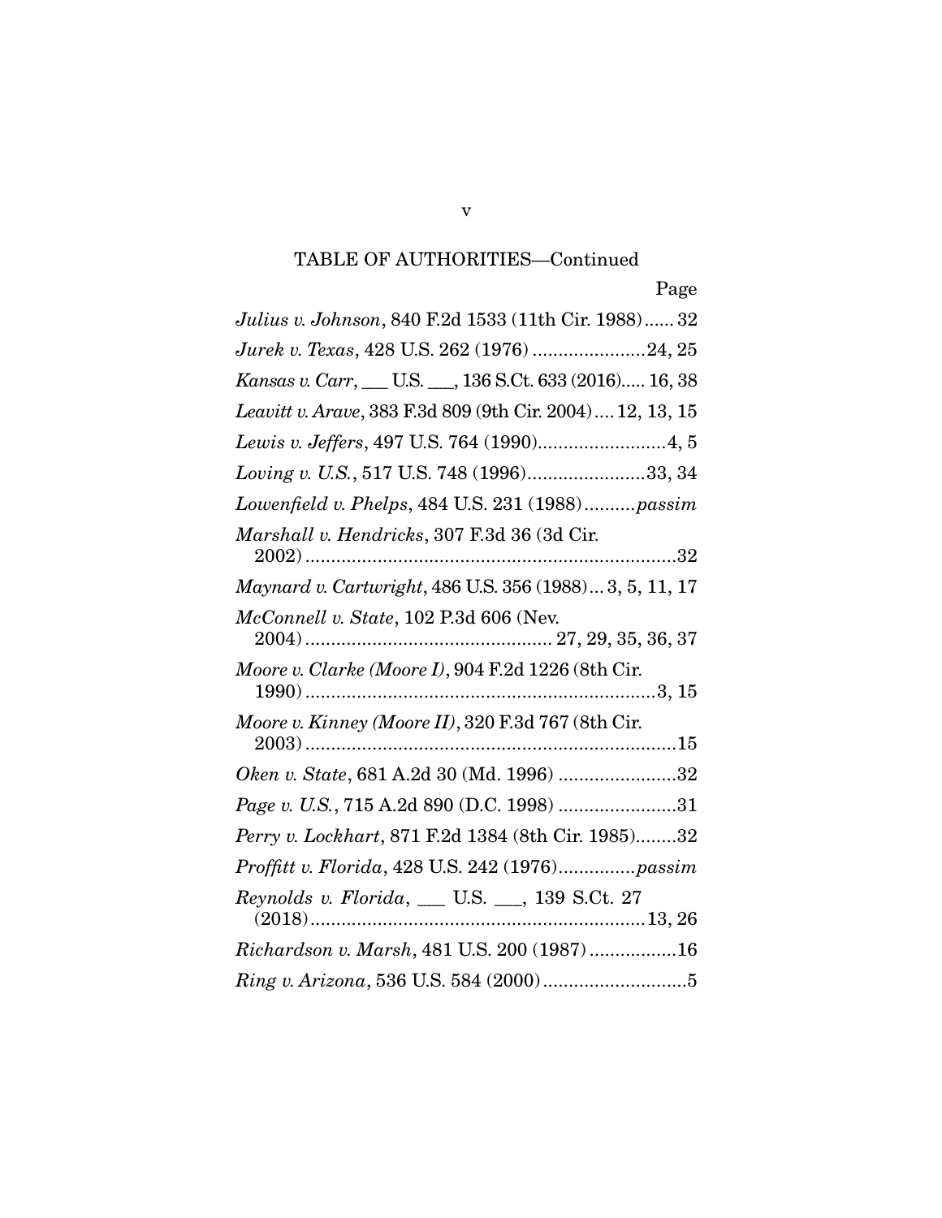TABLE OF AUTHORITIES—Continued

| | Page |
|---|---|
| *Julius v. Johnson*, 840 F.2d 1533 (11th Cir. 1988) | 32 |
| *Jurek v. Texas*, 428 U.S. 262 (1976) | 24, 25 |
| *Kansas v. Carr*, ___ U.S. ___, 136 S.Ct. 633 (2016) | 16, 38 |
| *Leavitt v. Arave*, 383 F.3d 809 (9th Cir. 2004) | 12, 13, 15 |
| *Lewis v. Jeffers*, 497 U.S. 764 (1990) | 4, 5 |
| *Loving v. U.S.*, 517 U.S. 748 (1996) | 33, 34 |
| *Lowenfield v. Phelps*, 484 U.S. 231 (1988) | *passim* |
| *Marshall v. Hendricks*, 307 F.3d 36 (3d Cir. 2002) | 32 |
| *Maynard v. Cartwright*, 486 U.S. 356 (1988) | 3, 5, 11, 17 |
| *McConnell v. State*, 102 P.3d 606 (Nev. 2004) | 27, 29, 35, 36, 37 |
| *Moore v. Clarke (Moore I)*, 904 F.2d 1226 (8th Cir. 1990) | 3, 15 |
| *Moore v. Kinney (Moore II)*, 320 F.3d 767 (8th Cir. 2003) | 15 |
| *Oken v. State*, 681 A.2d 30 (Md. 1996) | 32 |
| *Page v. U.S.*, 715 A.2d 890 (D.C. 1998) | 31 |
| *Perry v. Lockhart*, 871 F.2d 1384 (8th Cir. 1985) | 32 |
| *Proffitt v. Florida*, 428 U.S. 242 (1976) | *passim* |
| *Reynolds v. Florida*, ___ U.S. ___, 139 S.Ct. 27 (2018) | 13, 26 |
| *Richardson v. Marsh*, 481 U.S. 200 (1987) | 16 |
| *Ring v. Arizona*, 536 U.S. 584 (2000) | 5 |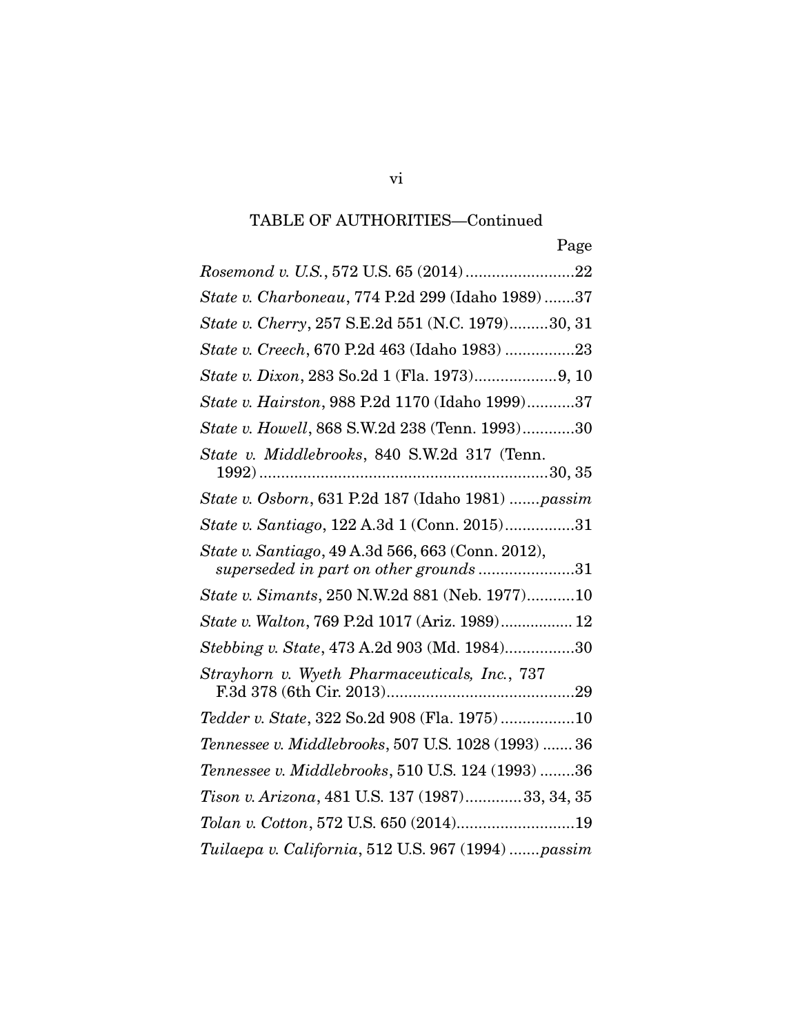TABLE OF AUTHORITIES—Continued

| | Page |
|---|---|
| *Rosemond v. U.S.*, 572 U.S. 65 (2014) | 22 |
| *State v. Charboneau*, 774 P.2d 299 (Idaho 1989) | 37 |
| *State v. Cherry*, 257 S.E.2d 551 (N.C. 1979) | 30, 31 |
| *State v. Creech*, 670 P.2d 463 (Idaho 1983) | 23 |
| *State v. Dixon*, 283 So.2d 1 (Fla. 1973) | 9, 10 |
| *State v. Hairston*, 988 P.2d 1170 (Idaho 1999) | 37 |
| *State v. Howell*, 868 S.W.2d 238 (Tenn. 1993) | 30 |
| *State v. Middlebrooks*, 840 S.W.2d 317 (Tenn. 1992) | 30, 35 |
| *State v. Osborn*, 631 P.2d 187 (Idaho 1981) | *passim* |
| *State v. Santiago*, 122 A.3d 1 (Conn. 2015) | 31 |
| *State v. Santiago*, 49 A.3d 566, 663 (Conn. 2012), *superseded in part on other grounds* | 31 |
| *State v. Simants*, 250 N.W.2d 881 (Neb. 1977) | 10 |
| *State v. Walton*, 769 P.2d 1017 (Ariz. 1989) | 12 |
| *Stebbing v. State*, 473 A.2d 903 (Md. 1984) | 30 |
| *Strayhorn v. Wyeth Pharmaceuticals, Inc.*, 737 F.3d 378 (6th Cir. 2013) | 29 |
| *Tedder v. State*, 322 So.2d 908 (Fla. 1975) | 10 |
| *Tennessee v. Middlebrooks*, 507 U.S. 1028 (1993) | 36 |
| *Tennessee v. Middlebrooks*, 510 U.S. 124 (1993) | 36 |
| *Tison v. Arizona*, 481 U.S. 137 (1987) | 33, 34, 35 |
| *Tolan v. Cotton*, 572 U.S. 650 (2014) | 19 |
| *Tuilaepa v. California*, 512 U.S. 967 (1994) | *passim* |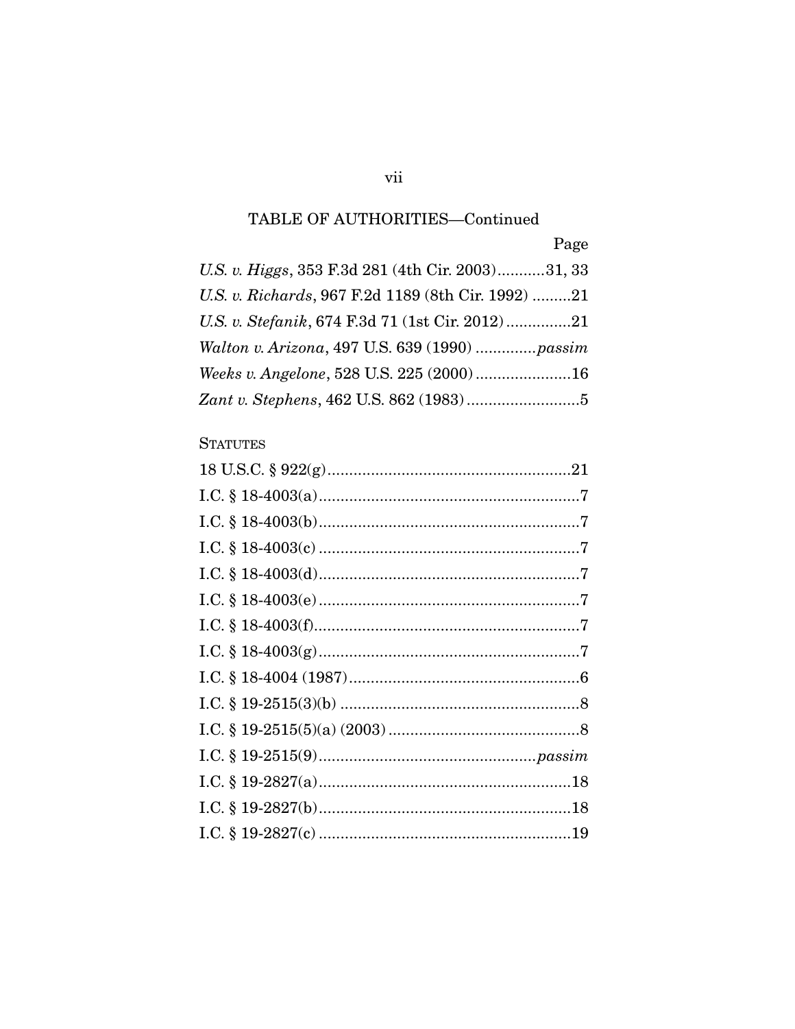TABLE OF AUTHORITIES—Continued

| | Page |
|---|---|
| *U.S. v. Higgs*, 353 F.3d 281 (4th Cir. 2003) | 31, 33 |
| *U.S. v. Richards*, 967 F.2d 1189 (8th Cir. 1992) | 21 |
| *U.S. v. Stefanik*, 674 F.3d 71 (1st Cir. 2012) | 21 |
| *Walton v. Arizona*, 497 U.S. 639 (1990) | *passim* |
| *Weeks v. Angelone*, 528 U.S. 225 (2000) | 16 |
| *Zant v. Stephens*, 462 U.S. 862 (1983) | 5 |

STATUTES

| | |
|---|---|
| 18 U.S.C. § 922(g) | 21 |
| I.C. § 18-4003(a) | 7 |
| I.C. § 18-4003(b) | 7 |
| I.C. § 18-4003(c) | 7 |
| I.C. § 18-4003(d) | 7 |
| I.C. § 18-4003(e) | 7 |
| I.C. § 18-4003(f) | 7 |
| I.C. § 18-4003(g) | 7 |
| I.C. § 18-4004 (1987) | 6 |
| I.C. § 19-2515(3)(b) | 8 |
| I.C. § 19-2515(5)(a) (2003) | 8 |
| I.C. § 19-2515(9) | *passim* |
| I.C. § 19-2827(a) | 18 |
| I.C. § 19-2827(b) | 18 |
| I.C. § 19-2827(c) | 19 |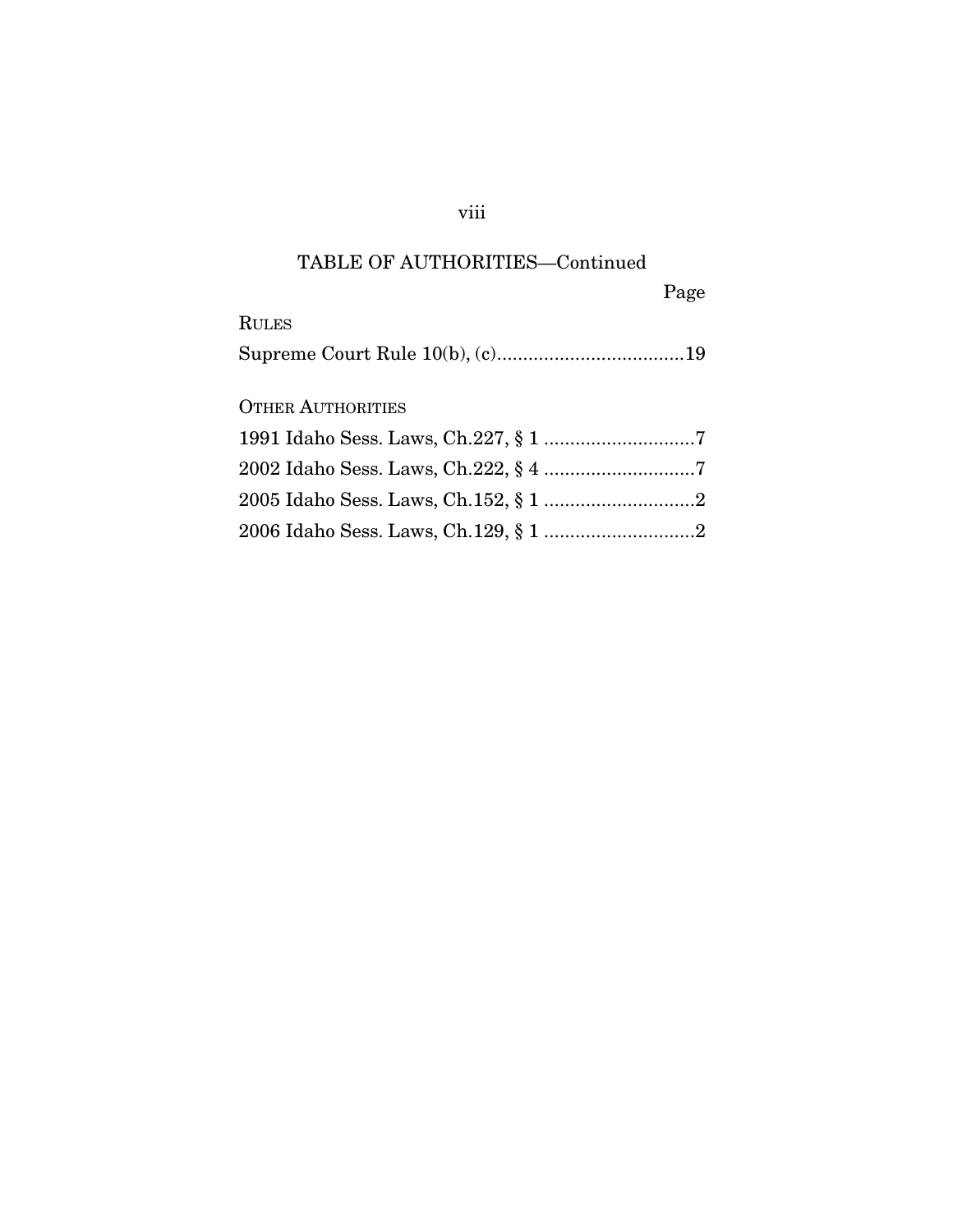## TABLE OF AUTHORITIES—Continued

Page

RULES

Supreme Court Rule 10(b), (c)....................................19

OTHER AUTHORITIES

1991 Idaho Sess. Laws, Ch.227, § 1 .............................7

2002 Idaho Sess. Laws, Ch.222, § 4 .............................7

2005 Idaho Sess. Laws, Ch.152, § 1 .............................2

2006 Idaho Sess. Laws, Ch.129, § 1 .............................2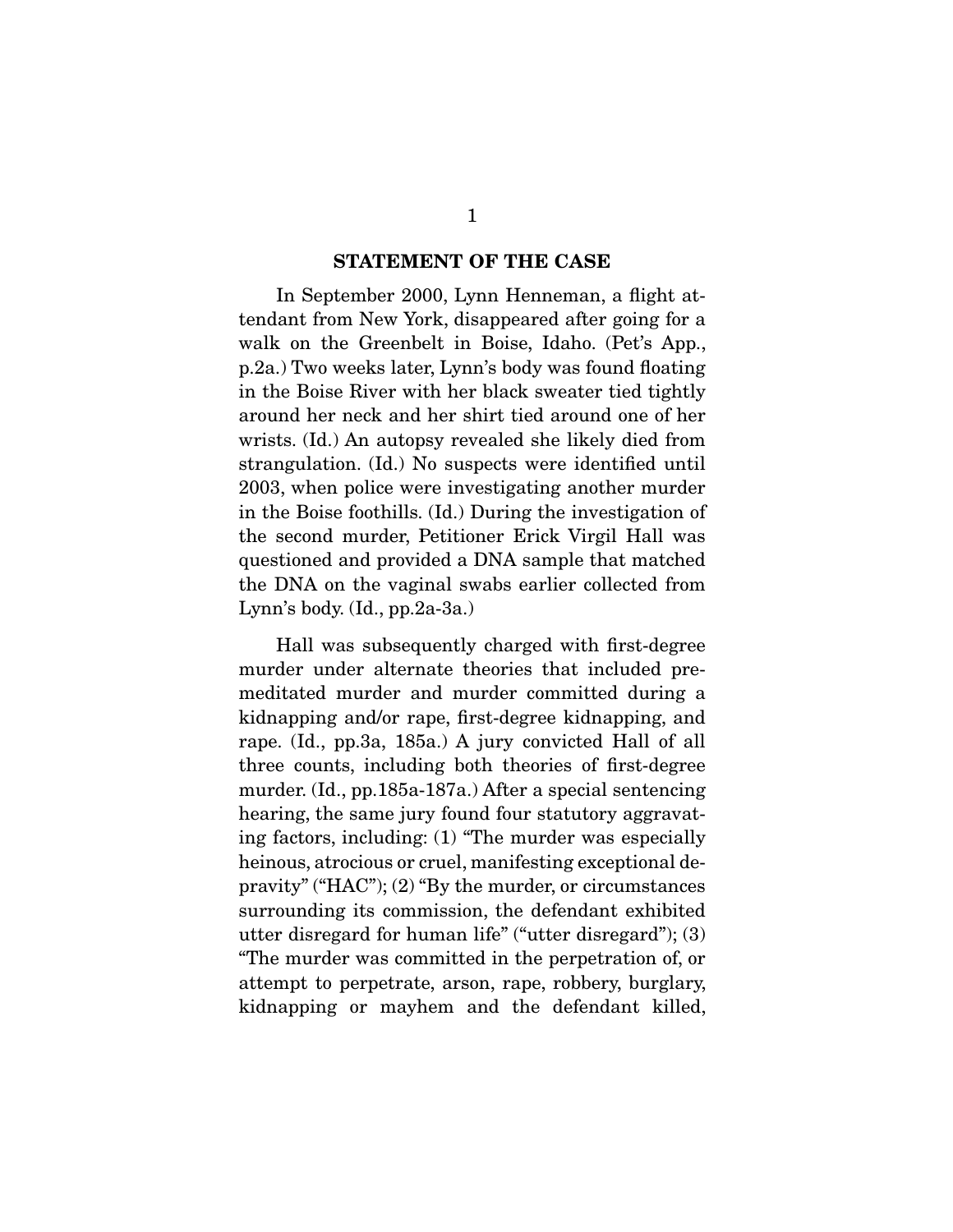## STATEMENT OF THE CASE

In September 2000, Lynn Henneman, a flight attendant from New York, disappeared after going for a walk on the Greenbelt in Boise, Idaho. (Pet's App., p.2a.) Two weeks later, Lynn's body was found floating in the Boise River with her black sweater tied tightly around her neck and her shirt tied around one of her wrists. (Id.) An autopsy revealed she likely died from strangulation. (Id.) No suspects were identified until 2003, when police were investigating another murder in the Boise foothills. (Id.) During the investigation of the second murder, Petitioner Erick Virgil Hall was questioned and provided a DNA sample that matched the DNA on the vaginal swabs earlier collected from Lynn's body. (Id., pp.2a-3a.)

Hall was subsequently charged with first-degree murder under alternate theories that included premeditated murder and murder committed during a kidnapping and/or rape, first-degree kidnapping, and rape. (Id., pp.3a, 185a.) A jury convicted Hall of all three counts, including both theories of first-degree murder. (Id., pp.185a-187a.) After a special sentencing hearing, the same jury found four statutory aggravating factors, including: (1) "The murder was especially heinous, atrocious or cruel, manifesting exceptional depravity" ("HAC"); (2) "By the murder, or circumstances surrounding its commission, the defendant exhibited utter disregard for human life" ("utter disregard"); (3) "The murder was committed in the perpetration of, or attempt to perpetrate, arson, rape, robbery, burglary, kidnapping or mayhem and the defendant killed,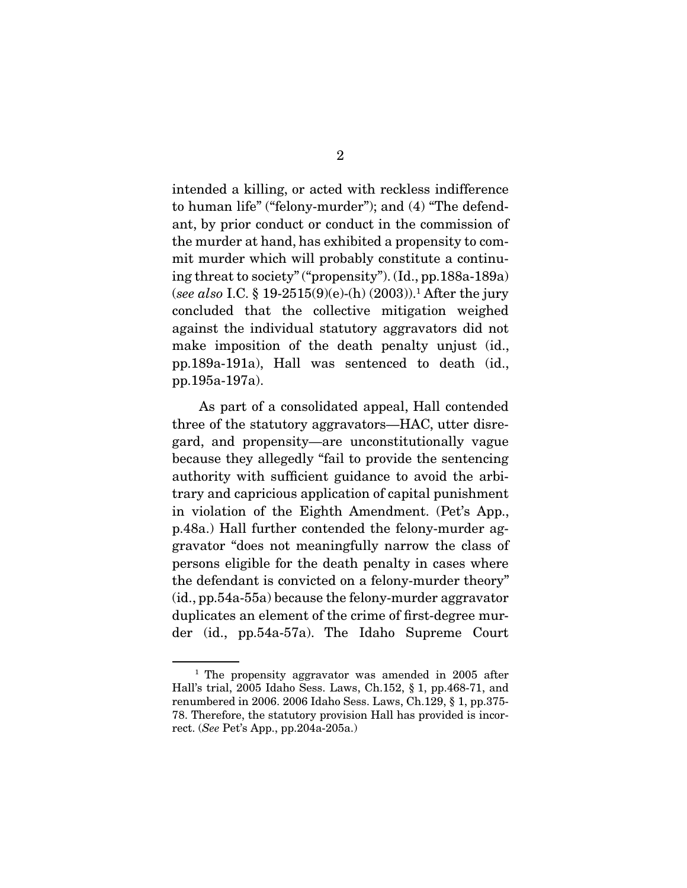intended a killing, or acted with reckless indifference to human life" ("felony-murder"); and (4) "The defendant, by prior conduct or conduct in the commission of the murder at hand, has exhibited a propensity to commit murder which will probably constitute a continuing threat to society" ("propensity"). (Id., pp.188a-189a) (*see also* I.C. § 19-2515(9)(e)-(h) (2003)).[1] After the jury concluded that the collective mitigation weighed against the individual statutory aggravators did not make imposition of the death penalty unjust (id., pp.189a-191a), Hall was sentenced to death (id., pp.195a-197a).

As part of a consolidated appeal, Hall contended three of the statutory aggravators—HAC, utter disregard, and propensity—are unconstitutionally vague because they allegedly "fail to provide the sentencing authority with sufficient guidance to avoid the arbitrary and capricious application of capital punishment in violation of the Eighth Amendment. (Pet's App., p.48a.) Hall further contended the felony-murder aggravator "does not meaningfully narrow the class of persons eligible for the death penalty in cases where the defendant is convicted on a felony-murder theory" (id., pp.54a-55a) because the felony-murder aggravator duplicates an element of the crime of first-degree murder (id., pp.54a-57a). The Idaho Supreme Court

[1] The propensity aggravator was amended in 2005 after Hall's trial, 2005 Idaho Sess. Laws, Ch.152, § 1, pp.468-71, and renumbered in 2006. 2006 Idaho Sess. Laws, Ch.129, § 1, pp.375-78. Therefore, the statutory provision Hall has provided is incorrect. (*See* Pet's App., pp.204a-205a.)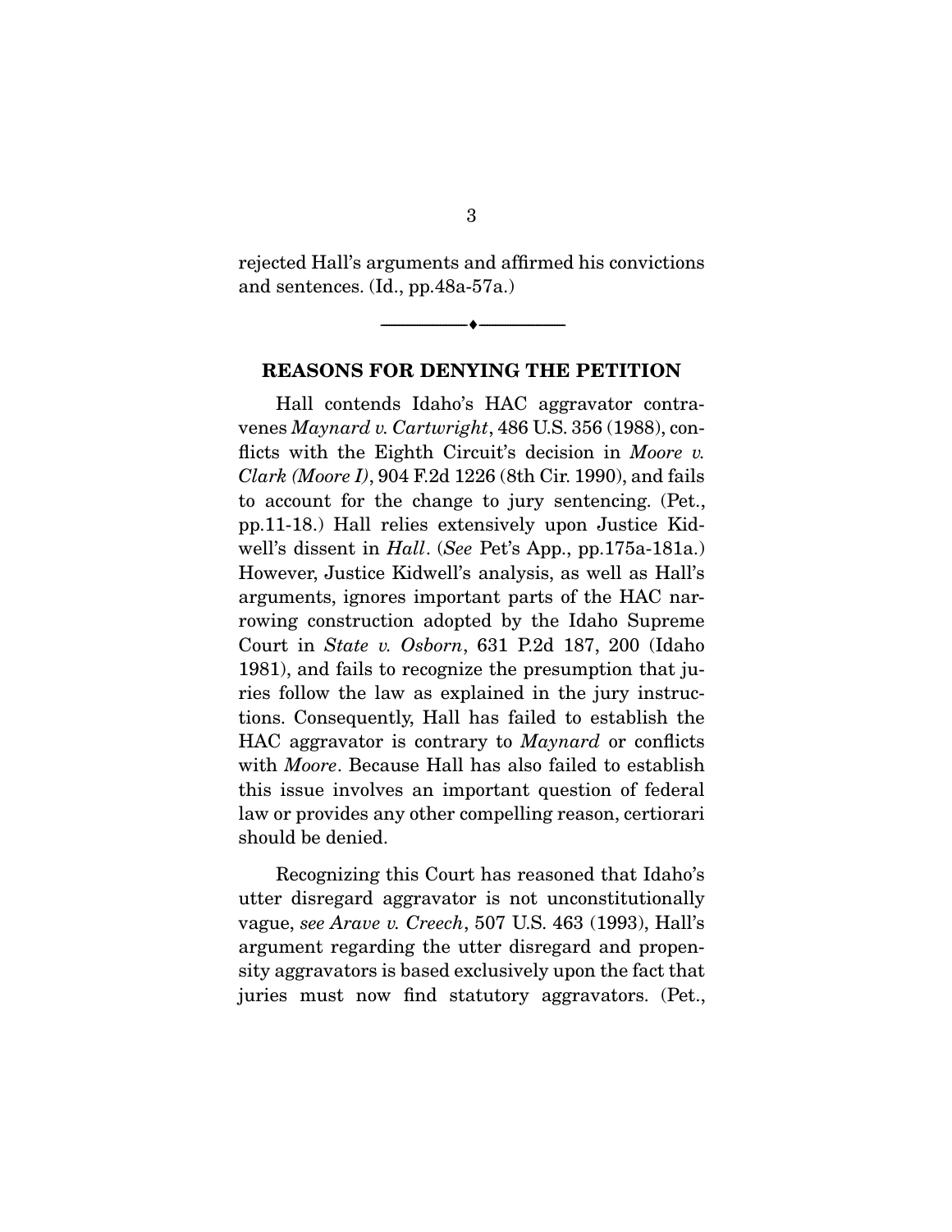rejected Hall's arguments and affirmed his convictions and sentences. (Id., pp.48a-57a.)

---

## REASONS FOR DENYING THE PETITION

Hall contends Idaho's HAC aggravator contravenes *Maynard v. Cartwright*, 486 U.S. 356 (1988), conflicts with the Eighth Circuit's decision in *Moore v. Clark (Moore I)*, 904 F.2d 1226 (8th Cir. 1990), and fails to account for the change to jury sentencing. (Pet., pp.11-18.) Hall relies extensively upon Justice Kidwell's dissent in *Hall*. (*See* Pet's App., pp.175a-181a.) However, Justice Kidwell's analysis, as well as Hall's arguments, ignores important parts of the HAC narrowing construction adopted by the Idaho Supreme Court in *State v. Osborn*, 631 P.2d 187, 200 (Idaho 1981), and fails to recognize the presumption that juries follow the law as explained in the jury instructions. Consequently, Hall has failed to establish the HAC aggravator is contrary to *Maynard* or conflicts with *Moore*. Because Hall has also failed to establish this issue involves an important question of federal law or provides any other compelling reason, certiorari should be denied.

Recognizing this Court has reasoned that Idaho's utter disregard aggravator is not unconstitutionally vague, *see Arave v. Creech*, 507 U.S. 463 (1993), Hall's argument regarding the utter disregard and propensity aggravators is based exclusively upon the fact that juries must now find statutory aggravators. (Pet.,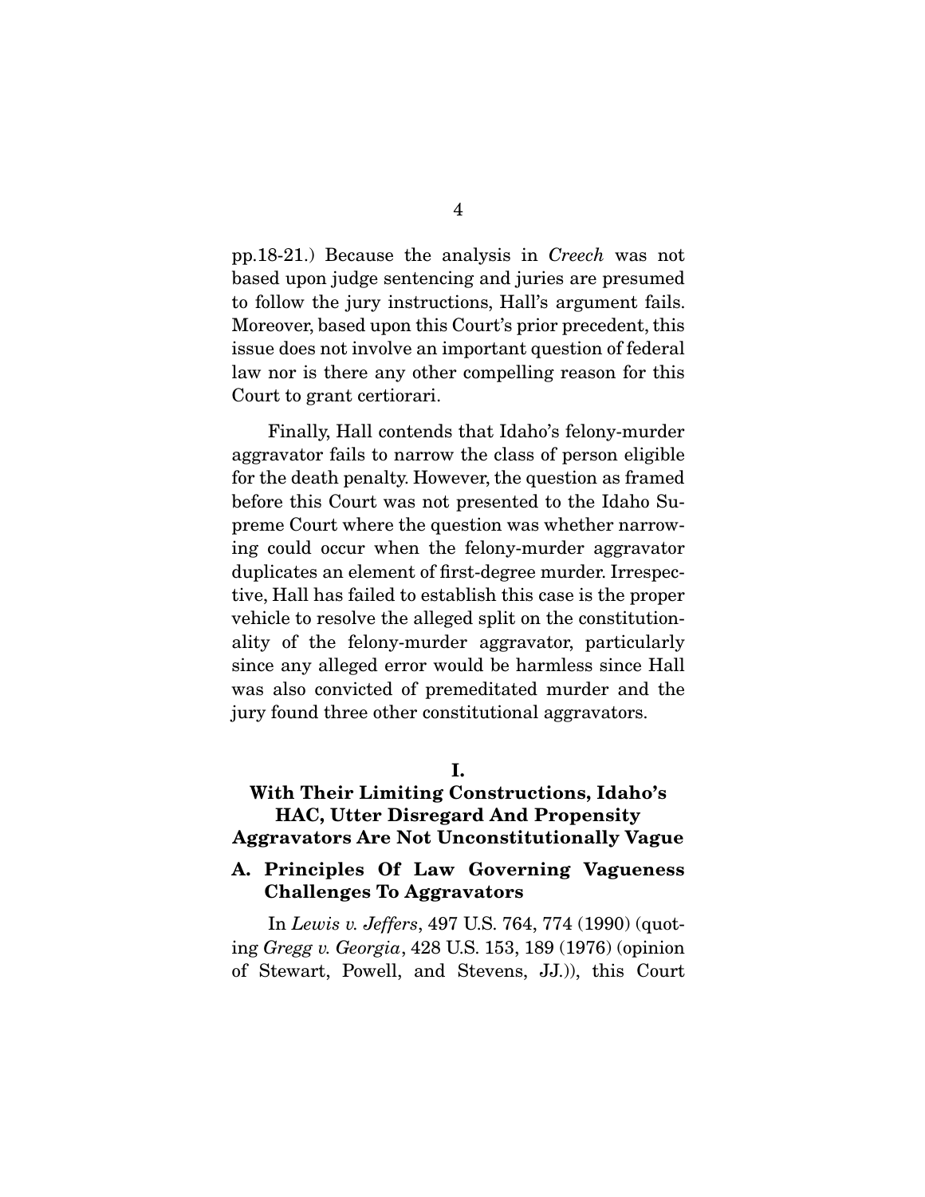pp.18-21.) Because the analysis in *Creech* was not based upon judge sentencing and juries are presumed to follow the jury instructions, Hall's argument fails. Moreover, based upon this Court's prior precedent, this issue does not involve an important question of federal law nor is there any other compelling reason for this Court to grant certiorari.

Finally, Hall contends that Idaho's felony-murder aggravator fails to narrow the class of person eligible for the death penalty. However, the question as framed before this Court was not presented to the Idaho Supreme Court where the question was whether narrowing could occur when the felony-murder aggravator duplicates an element of first-degree murder. Irrespective, Hall has failed to establish this case is the proper vehicle to resolve the alleged split on the constitutionality of the felony-murder aggravator, particularly since any alleged error would be harmless since Hall was also convicted of premeditated murder and the jury found three other constitutional aggravators.

## I.
## With Their Limiting Constructions, Idaho's HAC, Utter Disregard And Propensity Aggravators Are Not Unconstitutionally Vague

### A. Principles Of Law Governing Vagueness Challenges To Aggravators

In *Lewis v. Jeffers*, 497 U.S. 764, 774 (1990) (quoting *Gregg v. Georgia*, 428 U.S. 153, 189 (1976) (opinion of Stewart, Powell, and Stevens, JJ.)), this Court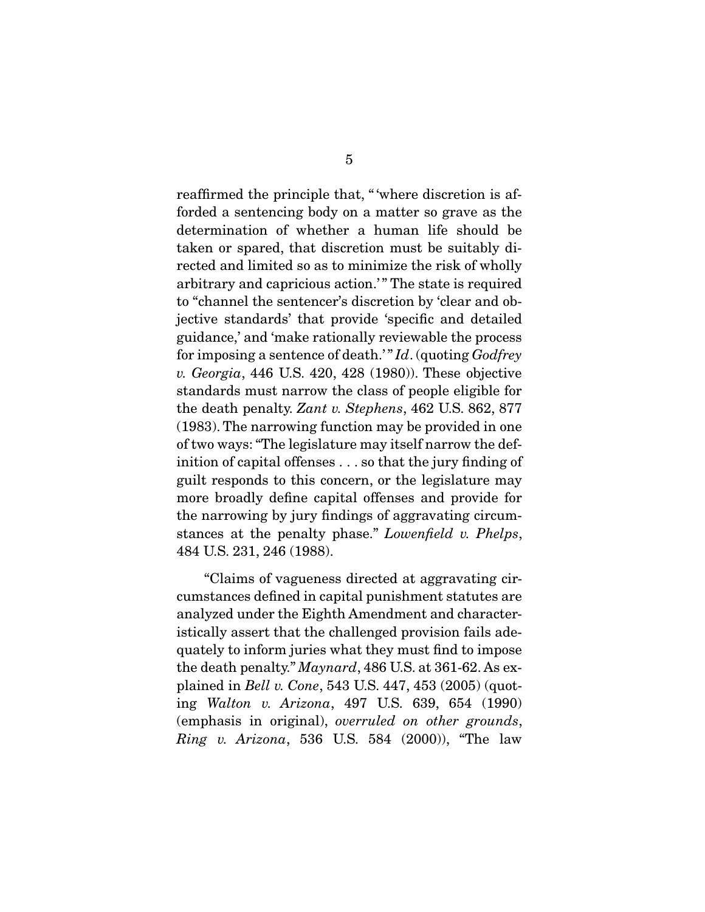reaffirmed the principle that, "'where discretion is afforded a sentencing body on a matter so grave as the determination of whether a human life should be taken or spared, that discretion must be suitably directed and limited so as to minimize the risk of wholly arbitrary and capricious action.'" The state is required to "channel the sentencer's discretion by 'clear and objective standards' that provide 'specific and detailed guidance,' and 'make rationally reviewable the process for imposing a sentence of death.'" *Id*. (quoting *Godfrey v. Georgia*, 446 U.S. 420, 428 (1980)). These objective standards must narrow the class of people eligible for the death penalty. *Zant v. Stephens*, 462 U.S. 862, 877 (1983). The narrowing function may be provided in one of two ways: "The legislature may itself narrow the definition of capital offenses . . . so that the jury finding of guilt responds to this concern, or the legislature may more broadly define capital offenses and provide for the narrowing by jury findings of aggravating circumstances at the penalty phase." *Lowenfield v. Phelps*, 484 U.S. 231, 246 (1988).

"Claims of vagueness directed at aggravating circumstances defined in capital punishment statutes are analyzed under the Eighth Amendment and characteristically assert that the challenged provision fails adequately to inform juries what they must find to impose the death penalty." *Maynard*, 486 U.S. at 361-62. As explained in *Bell v. Cone*, 543 U.S. 447, 453 (2005) (quoting *Walton v. Arizona*, 497 U.S. 639, 654 (1990) (emphasis in original), *overruled on other grounds*, *Ring v. Arizona*, 536 U.S. 584 (2000)), "The law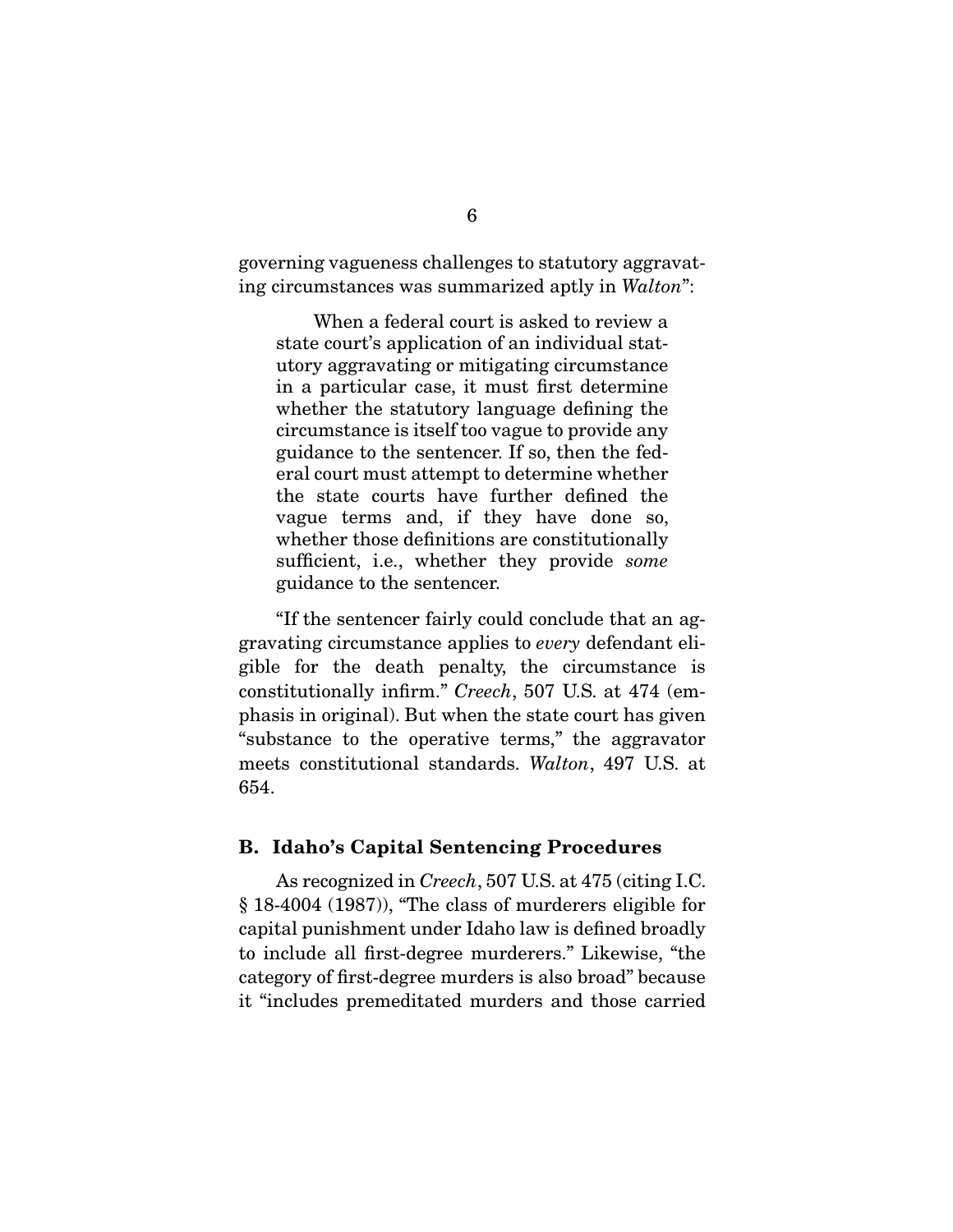governing vagueness challenges to statutory aggravating circumstances was summarized aptly in *Walton*":

> When a federal court is asked to review a state court's application of an individual statutory aggravating or mitigating circumstance in a particular case, it must first determine whether the statutory language defining the circumstance is itself too vague to provide any guidance to the sentencer. If so, then the federal court must attempt to determine whether the state courts have further defined the vague terms and, if they have done so, whether those definitions are constitutionally sufficient, i.e., whether they provide *some* guidance to the sentencer.

"If the sentencer fairly could conclude that an aggravating circumstance applies to *every* defendant eligible for the death penalty, the circumstance is constitutionally infirm." *Creech*, 507 U.S. at 474 (emphasis in original). But when the state court has given "substance to the operative terms," the aggravator meets constitutional standards. *Walton*, 497 U.S. at 654.

### B. Idaho's Capital Sentencing Procedures

As recognized in *Creech*, 507 U.S. at 475 (citing I.C. § 18-4004 (1987)), "The class of murderers eligible for capital punishment under Idaho law is defined broadly to include all first-degree murderers." Likewise, "the category of first-degree murders is also broad" because it "includes premeditated murders and those carried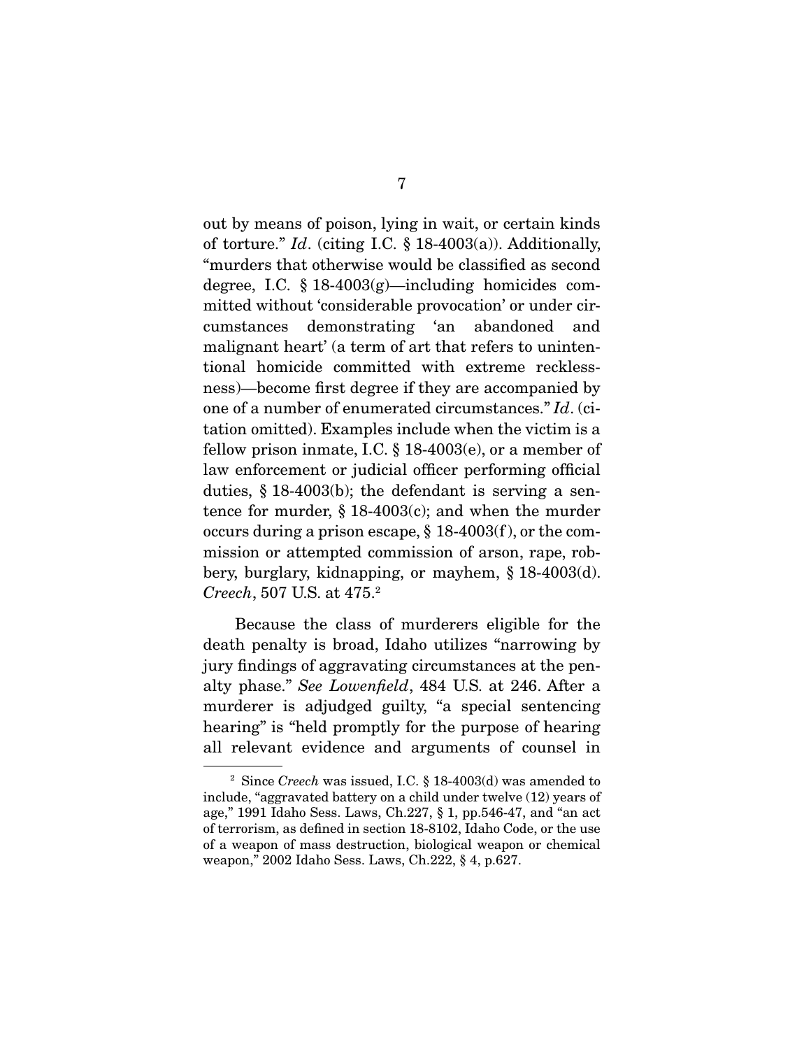out by means of poison, lying in wait, or certain kinds of torture." *Id*. (citing I.C. § 18-4003(a)). Additionally, "murders that otherwise would be classified as second degree, I.C. § 18-4003(g)—including homicides committed without 'considerable provocation' or under circumstances demonstrating 'an abandoned and malignant heart' (a term of art that refers to unintentional homicide committed with extreme recklessness)—become first degree if they are accompanied by one of a number of enumerated circumstances." *Id*. (citation omitted). Examples include when the victim is a fellow prison inmate, I.C. § 18-4003(e), or a member of law enforcement or judicial officer performing official duties, § 18-4003(b); the defendant is serving a sentence for murder, § 18-4003(c); and when the murder occurs during a prison escape, § 18-4003(f), or the commission or attempted commission of arson, rape, robbery, burglary, kidnapping, or mayhem, § 18-4003(d). *Creech*, 507 U.S. at 475.[2]

Because the class of murderers eligible for the death penalty is broad, Idaho utilizes "narrowing by jury findings of aggravating circumstances at the penalty phase." *See Lowenfield*, 484 U.S. at 246. After a murderer is adjudged guilty, "a special sentencing hearing" is "held promptly for the purpose of hearing all relevant evidence and arguments of counsel in

---

[2] Since *Creech* was issued, I.C. § 18-4003(d) was amended to include, "aggravated battery on a child under twelve (12) years of age," 1991 Idaho Sess. Laws, Ch.227, § 1, pp.546-47, and "an act of terrorism, as defined in section 18-8102, Idaho Code, or the use of a weapon of mass destruction, biological weapon or chemical weapon," 2002 Idaho Sess. Laws, Ch.222, § 4, p.627.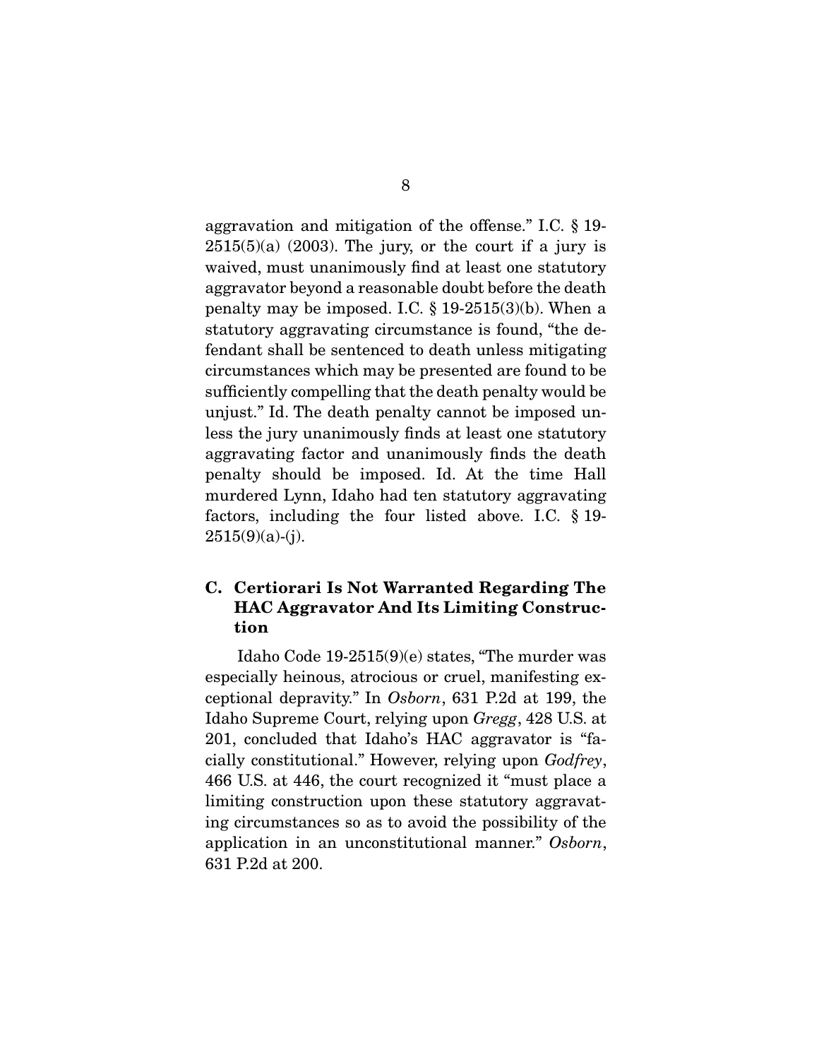aggravation and mitigation of the offense." I.C. § 19-2515(5)(a) (2003). The jury, or the court if a jury is waived, must unanimously find at least one statutory aggravator beyond a reasonable doubt before the death penalty may be imposed. I.C. § 19-2515(3)(b). When a statutory aggravating circumstance is found, "the defendant shall be sentenced to death unless mitigating circumstances which may be presented are found to be sufficiently compelling that the death penalty would be unjust." Id. The death penalty cannot be imposed unless the jury unanimously finds at least one statutory aggravating factor and unanimously finds the death penalty should be imposed. Id. At the time Hall murdered Lynn, Idaho had ten statutory aggravating factors, including the four listed above. I.C. § 19-2515(9)(a)-(j).

### C. Certiorari Is Not Warranted Regarding The HAC Aggravator And Its Limiting Construction

Idaho Code 19-2515(9)(e) states, "The murder was especially heinous, atrocious or cruel, manifesting exceptional depravity." In *Osborn*, 631 P.2d at 199, the Idaho Supreme Court, relying upon *Gregg*, 428 U.S. at 201, concluded that Idaho's HAC aggravator is "facially constitutional." However, relying upon *Godfrey*, 466 U.S. at 446, the court recognized it "must place a limiting construction upon these statutory aggravating circumstances so as to avoid the possibility of the application in an unconstitutional manner." *Osborn*, 631 P.2d at 200.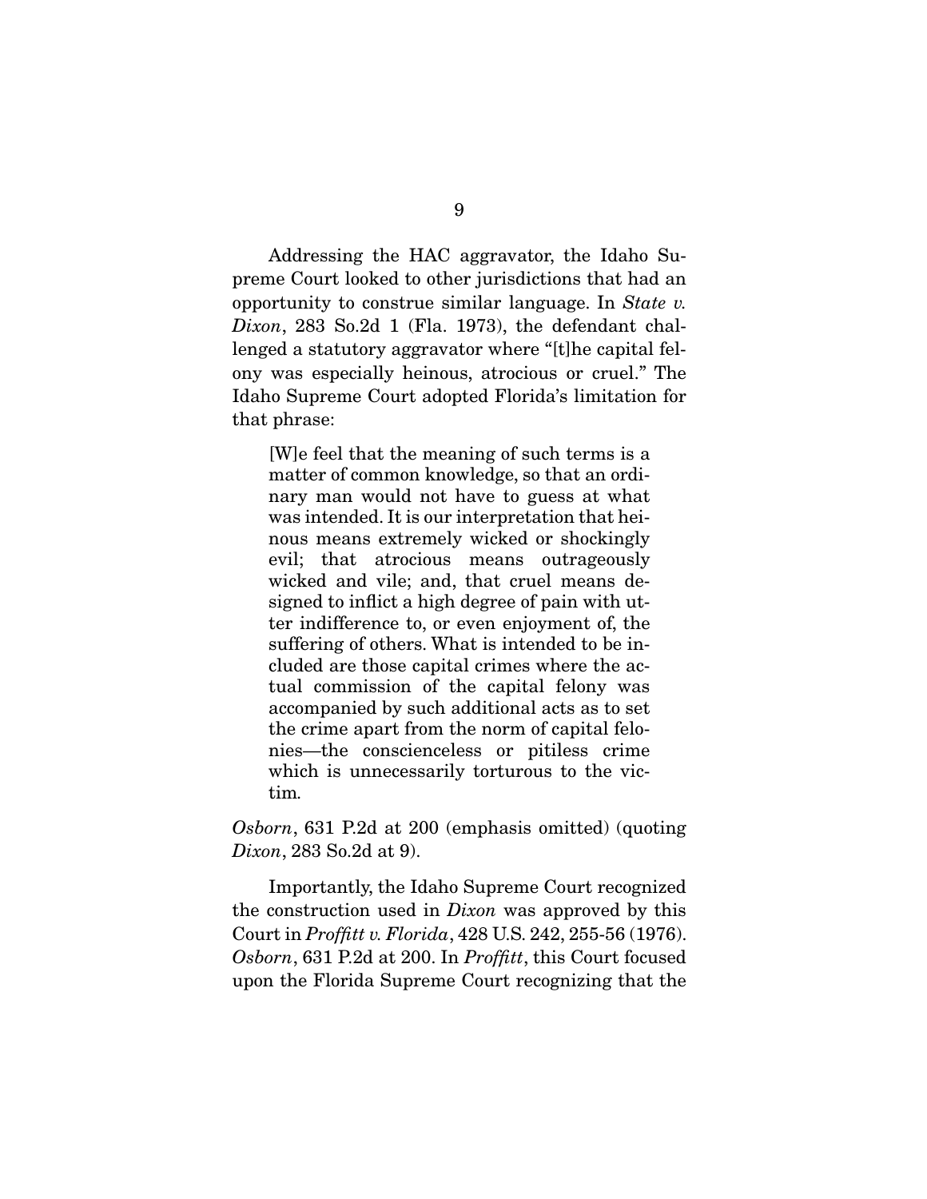Addressing the HAC aggravator, the Idaho Supreme Court looked to other jurisdictions that had an opportunity to construe similar language. In *State v. Dixon*, 283 So.2d 1 (Fla. 1973), the defendant challenged a statutory aggravator where "[t]he capital felony was especially heinous, atrocious or cruel." The Idaho Supreme Court adopted Florida's limitation for that phrase:

> [W]e feel that the meaning of such terms is a matter of common knowledge, so that an ordinary man would not have to guess at what was intended. It is our interpretation that heinous means extremely wicked or shockingly evil; that atrocious means outrageously wicked and vile; and, that cruel means designed to inflict a high degree of pain with utter indifference to, or even enjoyment of, the suffering of others. What is intended to be included are those capital crimes where the actual commission of the capital felony was accompanied by such additional acts as to set the crime apart from the norm of capital felonies—the conscienceless or pitiless crime which is unnecessarily torturous to the victim.

*Osborn*, 631 P.2d at 200 (emphasis omitted) (quoting *Dixon*, 283 So.2d at 9).

Importantly, the Idaho Supreme Court recognized the construction used in *Dixon* was approved by this Court in *Proffitt v. Florida*, 428 U.S. 242, 255-56 (1976). *Osborn*, 631 P.2d at 200. In *Proffitt*, this Court focused upon the Florida Supreme Court recognizing that the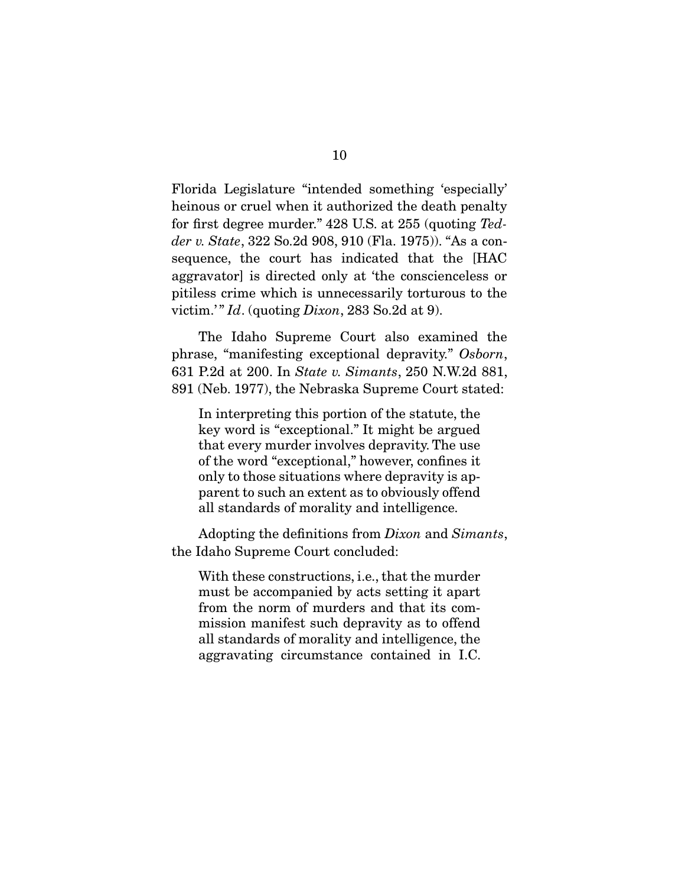Florida Legislature "intended something 'especially' heinous or cruel when it authorized the death penalty for first degree murder." 428 U.S. at 255 (quoting *Tedder v. State*, 322 So.2d 908, 910 (Fla. 1975)). "As a consequence, the court has indicated that the [HAC aggravator] is directed only at 'the conscienceless or pitiless crime which is unnecessarily torturous to the victim.'" *Id*. (quoting *Dixon*, 283 So.2d at 9).

The Idaho Supreme Court also examined the phrase, "manifesting exceptional depravity." *Osborn*, 631 P.2d at 200. In *State v. Simants*, 250 N.W.2d 881, 891 (Neb. 1977), the Nebraska Supreme Court stated:

> In interpreting this portion of the statute, the key word is "exceptional." It might be argued that every murder involves depravity. The use of the word "exceptional," however, confines it only to those situations where depravity is apparent to such an extent as to obviously offend all standards of morality and intelligence.

Adopting the definitions from *Dixon* and *Simants*, the Idaho Supreme Court concluded:

> With these constructions, i.e., that the murder must be accompanied by acts setting it apart from the norm of murders and that its commission manifest such depravity as to offend all standards of morality and intelligence, the aggravating circumstance contained in I.C.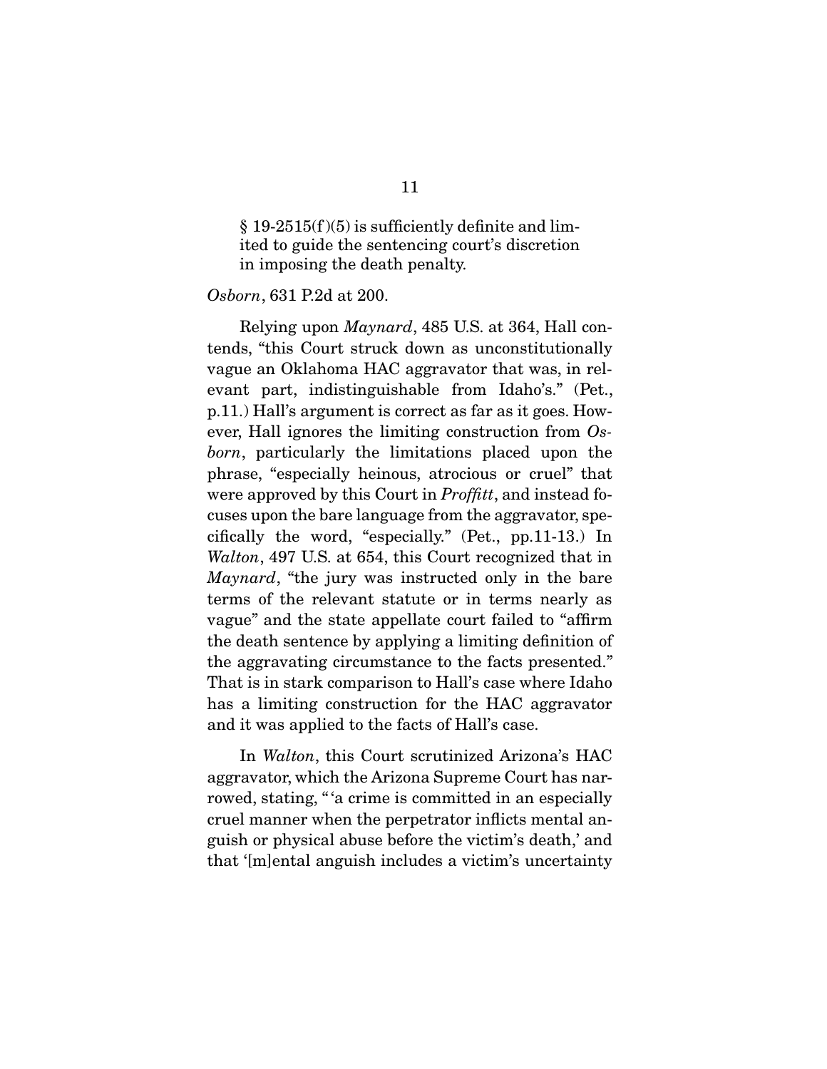> § 19-2515(f)(5) is sufficiently definite and limited to guide the sentencing court's discretion in imposing the death penalty.

*Osborn*, 631 P.2d at 200.

Relying upon *Maynard*, 485 U.S. at 364, Hall contends, "this Court struck down as unconstitutionally vague an Oklahoma HAC aggravator that was, in relevant part, indistinguishable from Idaho's." (Pet., p.11.) Hall's argument is correct as far as it goes. However, Hall ignores the limiting construction from *Osborn*, particularly the limitations placed upon the phrase, "especially heinous, atrocious or cruel" that were approved by this Court in *Proffitt*, and instead focuses upon the bare language from the aggravator, specifically the word, "especially." (Pet., pp.11-13.) In *Walton*, 497 U.S. at 654, this Court recognized that in *Maynard*, "the jury was instructed only in the bare terms of the relevant statute or in terms nearly as vague" and the state appellate court failed to "affirm the death sentence by applying a limiting definition of the aggravating circumstance to the facts presented." That is in stark comparison to Hall's case where Idaho has a limiting construction for the HAC aggravator and it was applied to the facts of Hall's case.

In *Walton*, this Court scrutinized Arizona's HAC aggravator, which the Arizona Supreme Court has narrowed, stating, "'a crime is committed in an especially cruel manner when the perpetrator inflicts mental anguish or physical abuse before the victim's death,' and that '[m]ental anguish includes a victim's uncertainty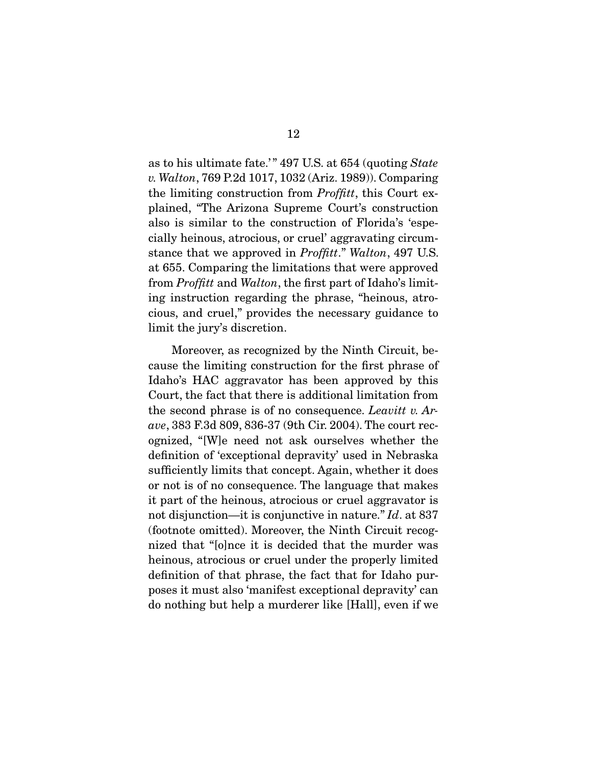as to his ultimate fate.'" 497 U.S. at 654 (quoting *State v. Walton*, 769 P.2d 1017, 1032 (Ariz. 1989)). Comparing the limiting construction from *Proffitt*, this Court explained, "The Arizona Supreme Court's construction also is similar to the construction of Florida's 'especially heinous, atrocious, or cruel' aggravating circumstance that we approved in *Proffitt*." *Walton*, 497 U.S. at 655. Comparing the limitations that were approved from *Proffitt* and *Walton*, the first part of Idaho's limiting instruction regarding the phrase, "heinous, atrocious, and cruel," provides the necessary guidance to limit the jury's discretion.

Moreover, as recognized by the Ninth Circuit, because the limiting construction for the first phrase of Idaho's HAC aggravator has been approved by this Court, the fact that there is additional limitation from the second phrase is of no consequence. *Leavitt v. Arave*, 383 F.3d 809, 836-37 (9th Cir. 2004). The court recognized, "[W]e need not ask ourselves whether the definition of 'exceptional depravity' used in Nebraska sufficiently limits that concept. Again, whether it does or not is of no consequence. The language that makes it part of the heinous, atrocious or cruel aggravator is not disjunction—it is conjunctive in nature." *Id*. at 837 (footnote omitted). Moreover, the Ninth Circuit recognized that "[o]nce it is decided that the murder was heinous, atrocious or cruel under the properly limited definition of that phrase, the fact that for Idaho purposes it must also 'manifest exceptional depravity' can do nothing but help a murderer like [Hall], even if we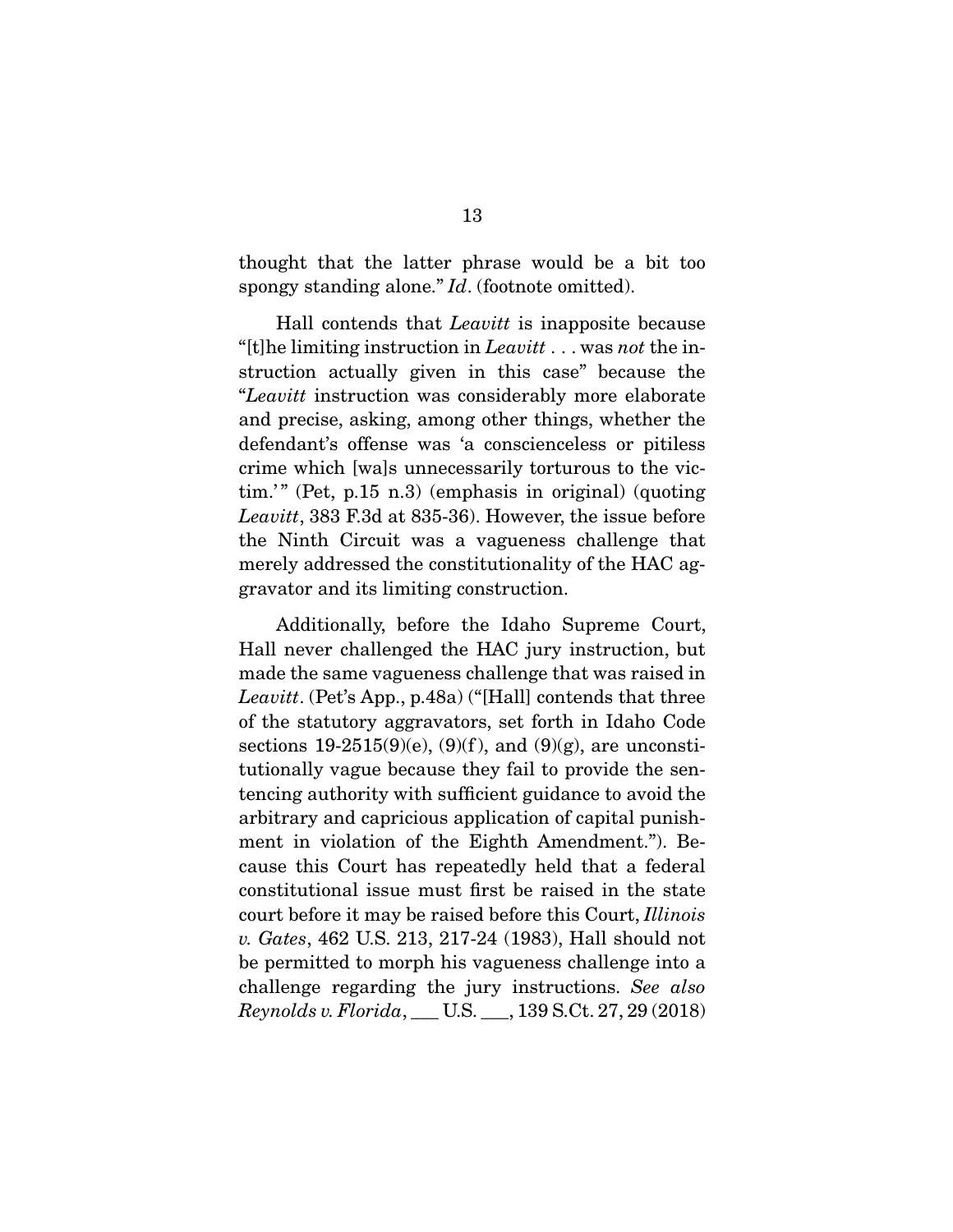thought that the latter phrase would be a bit too spongy standing alone." *Id*. (footnote omitted).

Hall contends that *Leavitt* is inapposite because "[t]he limiting instruction in *Leavitt* . . . was *not* the instruction actually given in this case" because the "*Leavitt* instruction was considerably more elaborate and precise, asking, among other things, whether the defendant's offense was 'a conscienceless or pitiless crime which [wa]s unnecessarily torturous to the victim.'" (Pet, p.15 n.3) (emphasis in original) (quoting *Leavitt*, 383 F.3d at 835-36). However, the issue before the Ninth Circuit was a vagueness challenge that merely addressed the constitutionality of the HAC aggravator and its limiting construction.

Additionally, before the Idaho Supreme Court, Hall never challenged the HAC jury instruction, but made the same vagueness challenge that was raised in *Leavitt*. (Pet's App., p.48a) ("[Hall] contends that three of the statutory aggravators, set forth in Idaho Code sections 19-2515(9)(e), (9)(f), and (9)(g), are unconstitutionally vague because they fail to provide the sentencing authority with sufficient guidance to avoid the arbitrary and capricious application of capital punishment in violation of the Eighth Amendment."). Because this Court has repeatedly held that a federal constitutional issue must first be raised in the state court before it may be raised before this Court, *Illinois v. Gates*, 462 U.S. 213, 217-24 (1983), Hall should not be permitted to morph his vagueness challenge into a challenge regarding the jury instructions. *See also Reynolds v. Florida*, ___ U.S. ___, 139 S.Ct. 27, 29 (2018)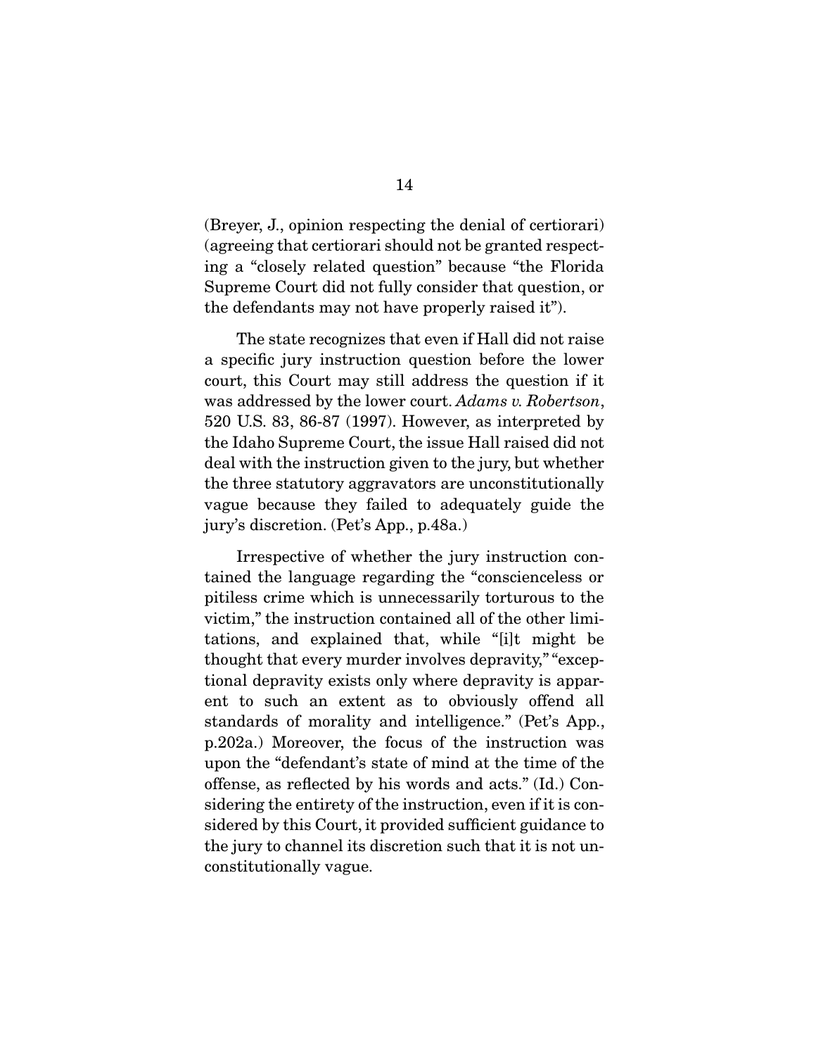(Breyer, J., opinion respecting the denial of certiorari) (agreeing that certiorari should not be granted respecting a "closely related question" because "the Florida Supreme Court did not fully consider that question, or the defendants may not have properly raised it").

The state recognizes that even if Hall did not raise a specific jury instruction question before the lower court, this Court may still address the question if it was addressed by the lower court. *Adams v. Robertson*, 520 U.S. 83, 86-87 (1997). However, as interpreted by the Idaho Supreme Court, the issue Hall raised did not deal with the instruction given to the jury, but whether the three statutory aggravators are unconstitutionally vague because they failed to adequately guide the jury's discretion. (Pet's App., p.48a.)

Irrespective of whether the jury instruction contained the language regarding the "conscienceless or pitiless crime which is unnecessarily torturous to the victim," the instruction contained all of the other limitations, and explained that, while "[i]t might be thought that every murder involves depravity," "exceptional depravity exists only where depravity is apparent to such an extent as to obviously offend all standards of morality and intelligence." (Pet's App., p.202a.) Moreover, the focus of the instruction was upon the "defendant's state of mind at the time of the offense, as reflected by his words and acts." (Id.) Considering the entirety of the instruction, even if it is considered by this Court, it provided sufficient guidance to the jury to channel its discretion such that it is not unconstitutionally vague.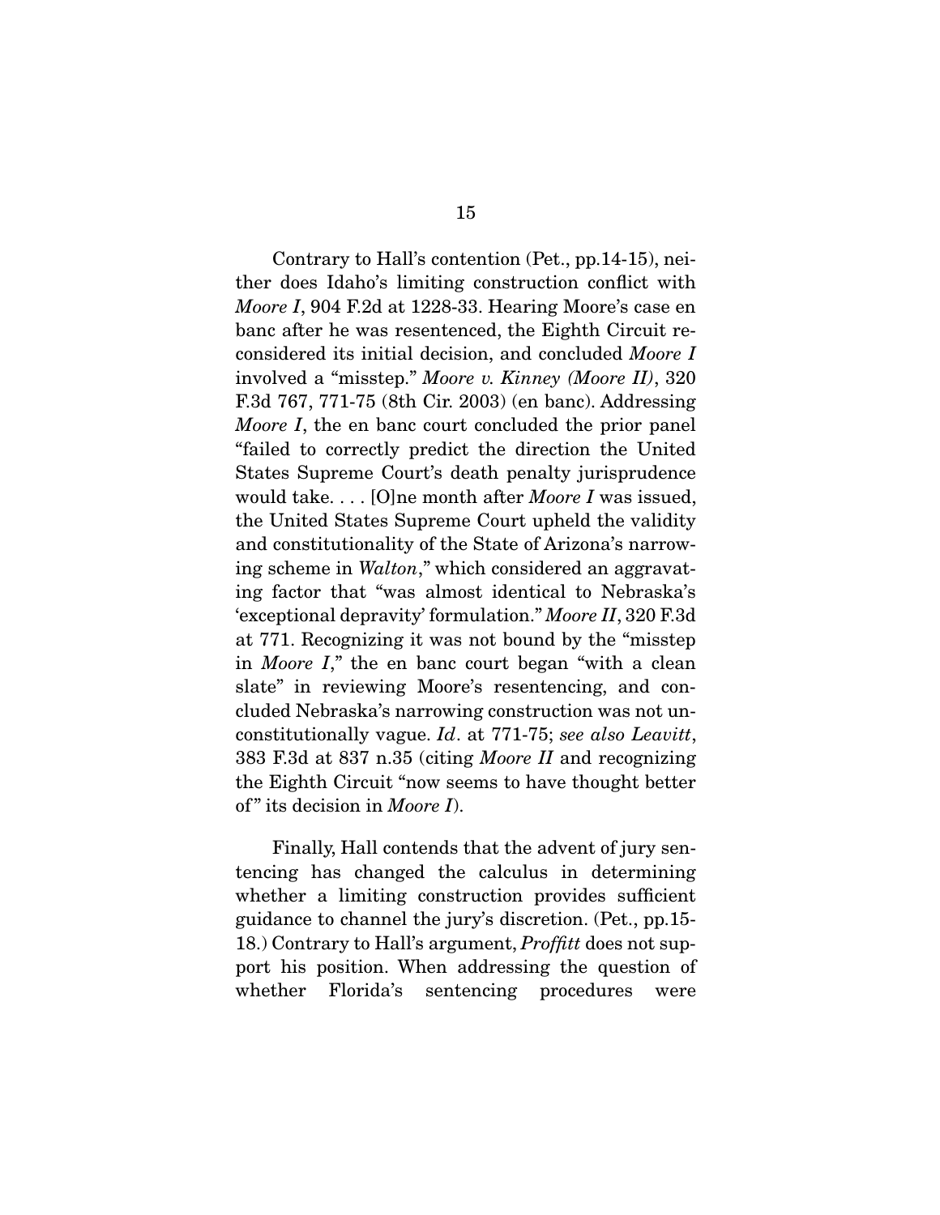Contrary to Hall's contention (Pet., pp.14-15), neither does Idaho's limiting construction conflict with *Moore I*, 904 F.2d at 1228-33. Hearing Moore's case en banc after he was resentenced, the Eighth Circuit reconsidered its initial decision, and concluded *Moore I* involved a "misstep." *Moore v. Kinney (Moore II)*, 320 F.3d 767, 771-75 (8th Cir. 2003) (en banc). Addressing *Moore I*, the en banc court concluded the prior panel "failed to correctly predict the direction the United States Supreme Court's death penalty jurisprudence would take. . . . [O]ne month after *Moore I* was issued, the United States Supreme Court upheld the validity and constitutionality of the State of Arizona's narrowing scheme in *Walton*," which considered an aggravating factor that "was almost identical to Nebraska's 'exceptional depravity' formulation." *Moore II*, 320 F.3d at 771. Recognizing it was not bound by the "misstep in *Moore I*," the en banc court began "with a clean slate" in reviewing Moore's resentencing, and concluded Nebraska's narrowing construction was not unconstitutionally vague. *Id*. at 771-75; *see also Leavitt*, 383 F.3d at 837 n.35 (citing *Moore II* and recognizing the Eighth Circuit "now seems to have thought better of" its decision in *Moore I*).

Finally, Hall contends that the advent of jury sentencing has changed the calculus in determining whether a limiting construction provides sufficient guidance to channel the jury's discretion. (Pet., pp.15-18.) Contrary to Hall's argument, *Proffitt* does not support his position. When addressing the question of whether Florida's sentencing procedures were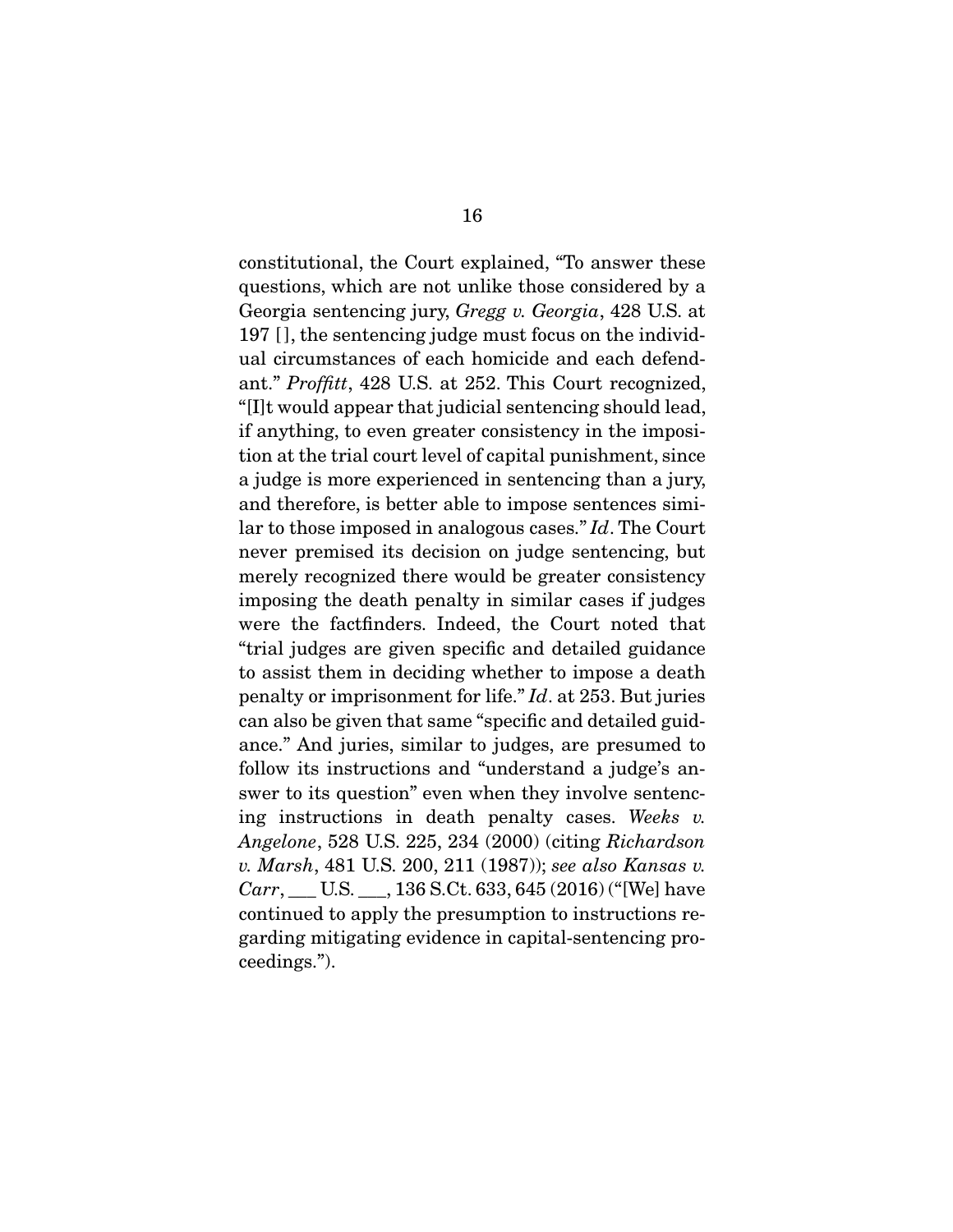constitutional, the Court explained, "To answer these questions, which are not unlike those considered by a Georgia sentencing jury, *Gregg v. Georgia*, 428 U.S. at 197 [ ], the sentencing judge must focus on the individual circumstances of each homicide and each defendant." *Proffitt*, 428 U.S. at 252. This Court recognized, "[I]t would appear that judicial sentencing should lead, if anything, to even greater consistency in the imposition at the trial court level of capital punishment, since a judge is more experienced in sentencing than a jury, and therefore, is better able to impose sentences similar to those imposed in analogous cases." *Id*. The Court never premised its decision on judge sentencing, but merely recognized there would be greater consistency imposing the death penalty in similar cases if judges were the factfinders. Indeed, the Court noted that "trial judges are given specific and detailed guidance to assist them in deciding whether to impose a death penalty or imprisonment for life." *Id*. at 253. But juries can also be given that same "specific and detailed guidance." And juries, similar to judges, are presumed to follow its instructions and "understand a judge's answer to its question" even when they involve sentencing instructions in death penalty cases. *Weeks v. Angelone*, 528 U.S. 225, 234 (2000) (citing *Richardson v. Marsh*, 481 U.S. 200, 211 (1987)); *see also Kansas v. Carr*, ___ U.S. ___, 136 S.Ct. 633, 645 (2016) ("[We] have continued to apply the presumption to instructions regarding mitigating evidence in capital-sentencing proceedings.").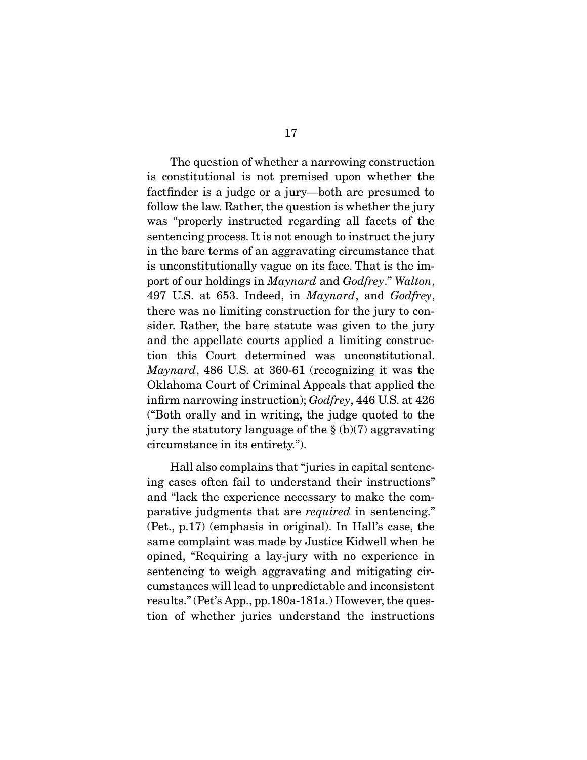The question of whether a narrowing construction is constitutional is not premised upon whether the factfinder is a judge or a jury—both are presumed to follow the law. Rather, the question is whether the jury was "properly instructed regarding all facets of the sentencing process. It is not enough to instruct the jury in the bare terms of an aggravating circumstance that is unconstitutionally vague on its face. That is the import of our holdings in *Maynard* and *Godfrey*." *Walton*, 497 U.S. at 653. Indeed, in *Maynard*, and *Godfrey*, there was no limiting construction for the jury to consider. Rather, the bare statute was given to the jury and the appellate courts applied a limiting construction this Court determined was unconstitutional. *Maynard*, 486 U.S. at 360-61 (recognizing it was the Oklahoma Court of Criminal Appeals that applied the infirm narrowing instruction); *Godfrey*, 446 U.S. at 426 ("Both orally and in writing, the judge quoted to the jury the statutory language of the § (b)(7) aggravating circumstance in its entirety.").

Hall also complains that "juries in capital sentencing cases often fail to understand their instructions" and "lack the experience necessary to make the comparative judgments that are *required* in sentencing." (Pet., p.17) (emphasis in original). In Hall's case, the same complaint was made by Justice Kidwell when he opined, "Requiring a lay-jury with no experience in sentencing to weigh aggravating and mitigating circumstances will lead to unpredictable and inconsistent results." (Pet's App., pp.180a-181a.) However, the question of whether juries understand the instructions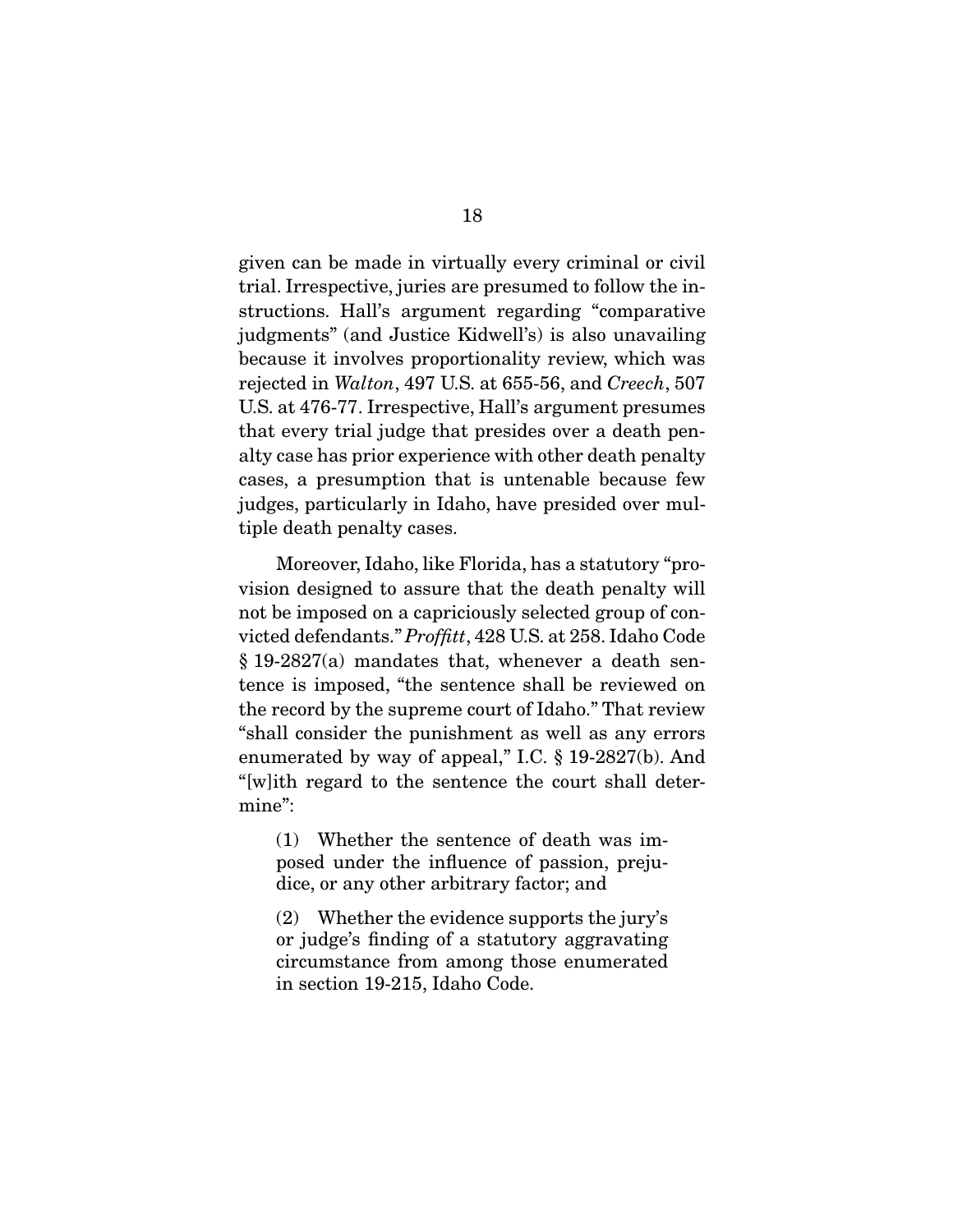given can be made in virtually every criminal or civil trial. Irrespective, juries are presumed to follow the instructions. Hall's argument regarding "comparative judgments" (and Justice Kidwell's) is also unavailing because it involves proportionality review, which was rejected in *Walton*, 497 U.S. at 655-56, and *Creech*, 507 U.S. at 476-77. Irrespective, Hall's argument presumes that every trial judge that presides over a death penalty case has prior experience with other death penalty cases, a presumption that is untenable because few judges, particularly in Idaho, have presided over multiple death penalty cases.

Moreover, Idaho, like Florida, has a statutory "provision designed to assure that the death penalty will not be imposed on a capriciously selected group of convicted defendants." *Proffitt*, 428 U.S. at 258. Idaho Code § 19-2827(a) mandates that, whenever a death sentence is imposed, "the sentence shall be reviewed on the record by the supreme court of Idaho." That review "shall consider the punishment as well as any errors enumerated by way of appeal," I.C. § 19-2827(b). And "[w]ith regard to the sentence the court shall determine":

> (1) Whether the sentence of death was imposed under the influence of passion, prejudice, or any other arbitrary factor; and
>
> (2) Whether the evidence supports the jury's or judge's finding of a statutory aggravating circumstance from among those enumerated in section 19-215, Idaho Code.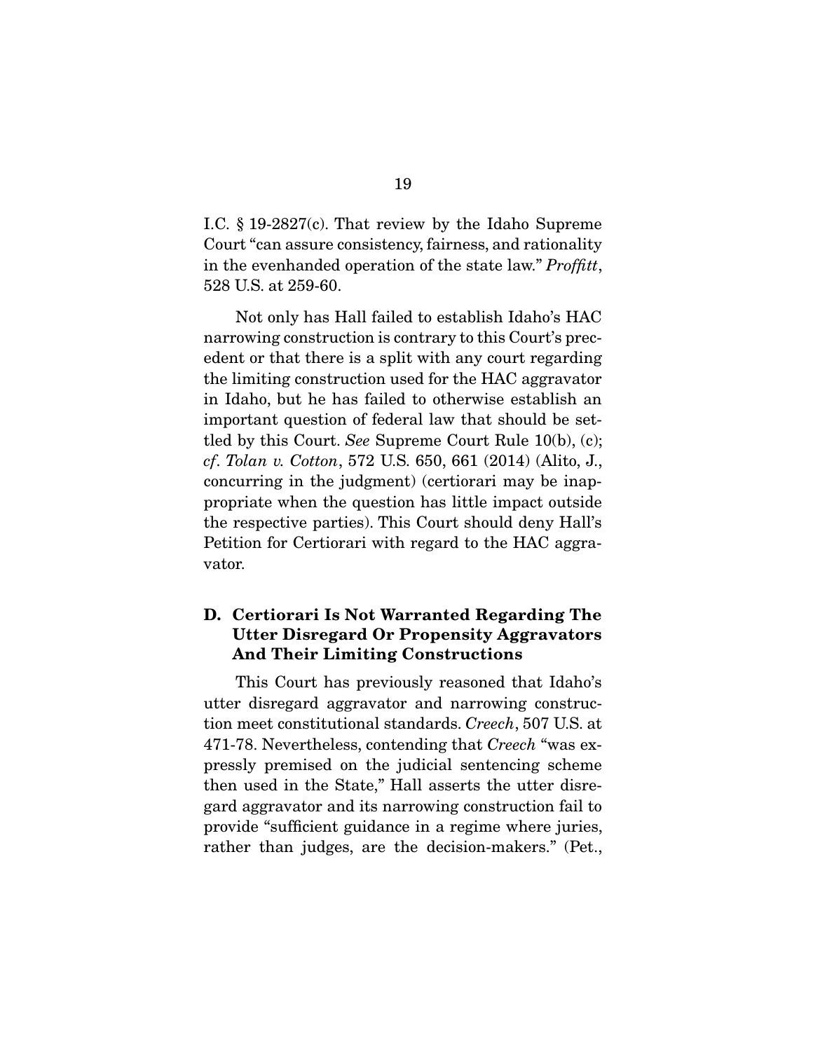I.C. § 19-2827(c). That review by the Idaho Supreme Court "can assure consistency, fairness, and rationality in the evenhanded operation of the state law." *Proffitt*, 528 U.S. at 259-60.

Not only has Hall failed to establish Idaho's HAC narrowing construction is contrary to this Court's precedent or that there is a split with any court regarding the limiting construction used for the HAC aggravator in Idaho, but he has failed to otherwise establish an important question of federal law that should be settled by this Court. *See* Supreme Court Rule 10(b), (c); *cf*. *Tolan v. Cotton*, 572 U.S. 650, 661 (2014) (Alito, J., concurring in the judgment) (certiorari may be inappropriate when the question has little impact outside the respective parties). This Court should deny Hall's Petition for Certiorari with regard to the HAC aggravator.

### D. Certiorari Is Not Warranted Regarding The Utter Disregard Or Propensity Aggravators And Their Limiting Constructions

This Court has previously reasoned that Idaho's utter disregard aggravator and narrowing construction meet constitutional standards. *Creech*, 507 U.S. at 471-78. Nevertheless, contending that *Creech* "was expressly premised on the judicial sentencing scheme then used in the State," Hall asserts the utter disregard aggravator and its narrowing construction fail to provide "sufficient guidance in a regime where juries, rather than judges, are the decision-makers." (Pet.,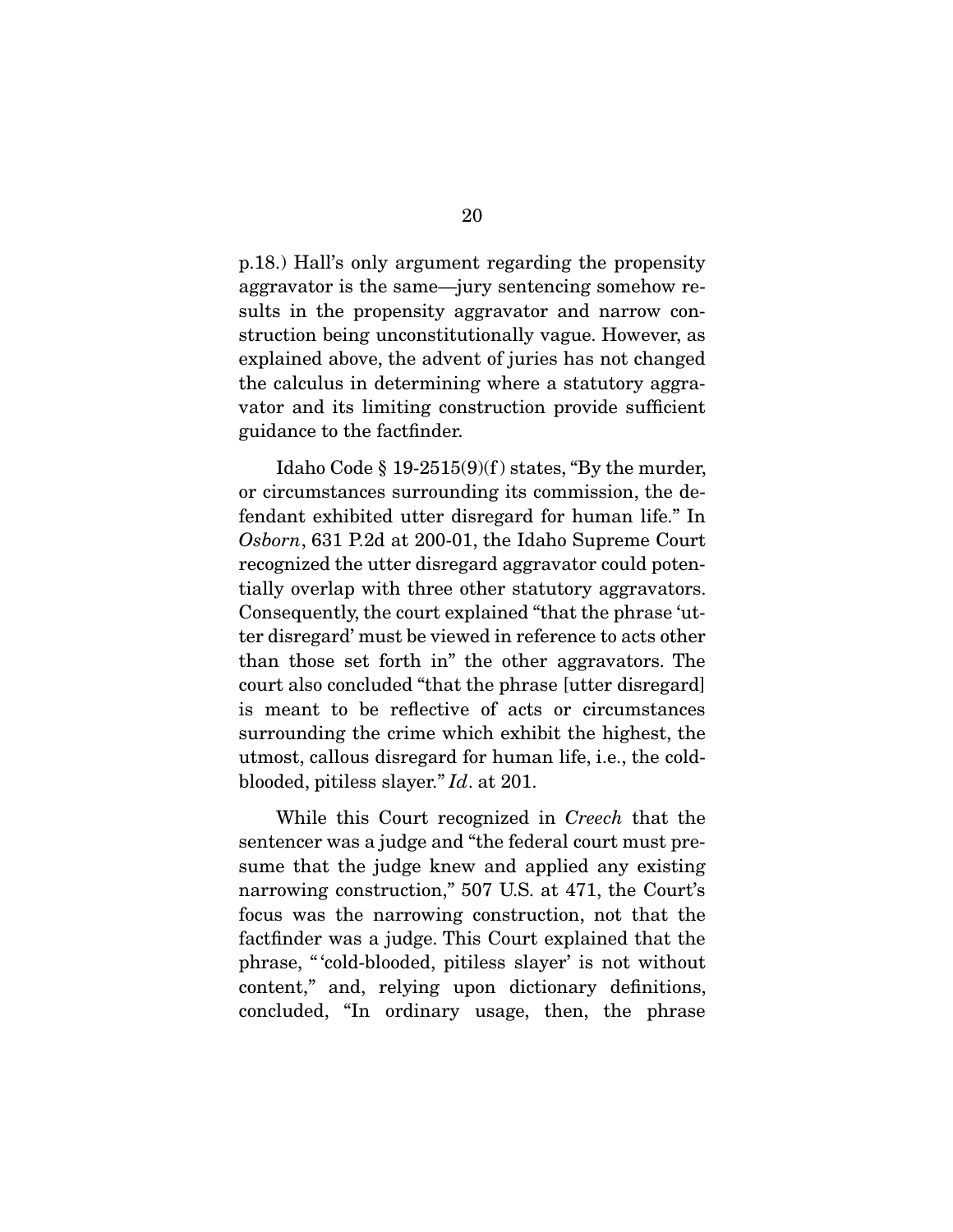p.18.) Hall's only argument regarding the propensity aggravator is the same—jury sentencing somehow results in the propensity aggravator and narrow construction being unconstitutionally vague. However, as explained above, the advent of juries has not changed the calculus in determining where a statutory aggravator and its limiting construction provide sufficient guidance to the factfinder.

Idaho Code § 19-2515(9)(f) states, "By the murder, or circumstances surrounding its commission, the defendant exhibited utter disregard for human life." In *Osborn*, 631 P.2d at 200-01, the Idaho Supreme Court recognized the utter disregard aggravator could potentially overlap with three other statutory aggravators. Consequently, the court explained "that the phrase 'utter disregard' must be viewed in reference to acts other than those set forth in" the other aggravators. The court also concluded "that the phrase [utter disregard] is meant to be reflective of acts or circumstances surrounding the crime which exhibit the highest, the utmost, callous disregard for human life, i.e., the cold-blooded, pitiless slayer." *Id*. at 201.

While this Court recognized in *Creech* that the sentencer was a judge and "the federal court must presume that the judge knew and applied any existing narrowing construction," 507 U.S. at 471, the Court's focus was the narrowing construction, not that the factfinder was a judge. This Court explained that the phrase, "'cold-blooded, pitiless slayer' is not without content," and, relying upon dictionary definitions, concluded, "In ordinary usage, then, the phrase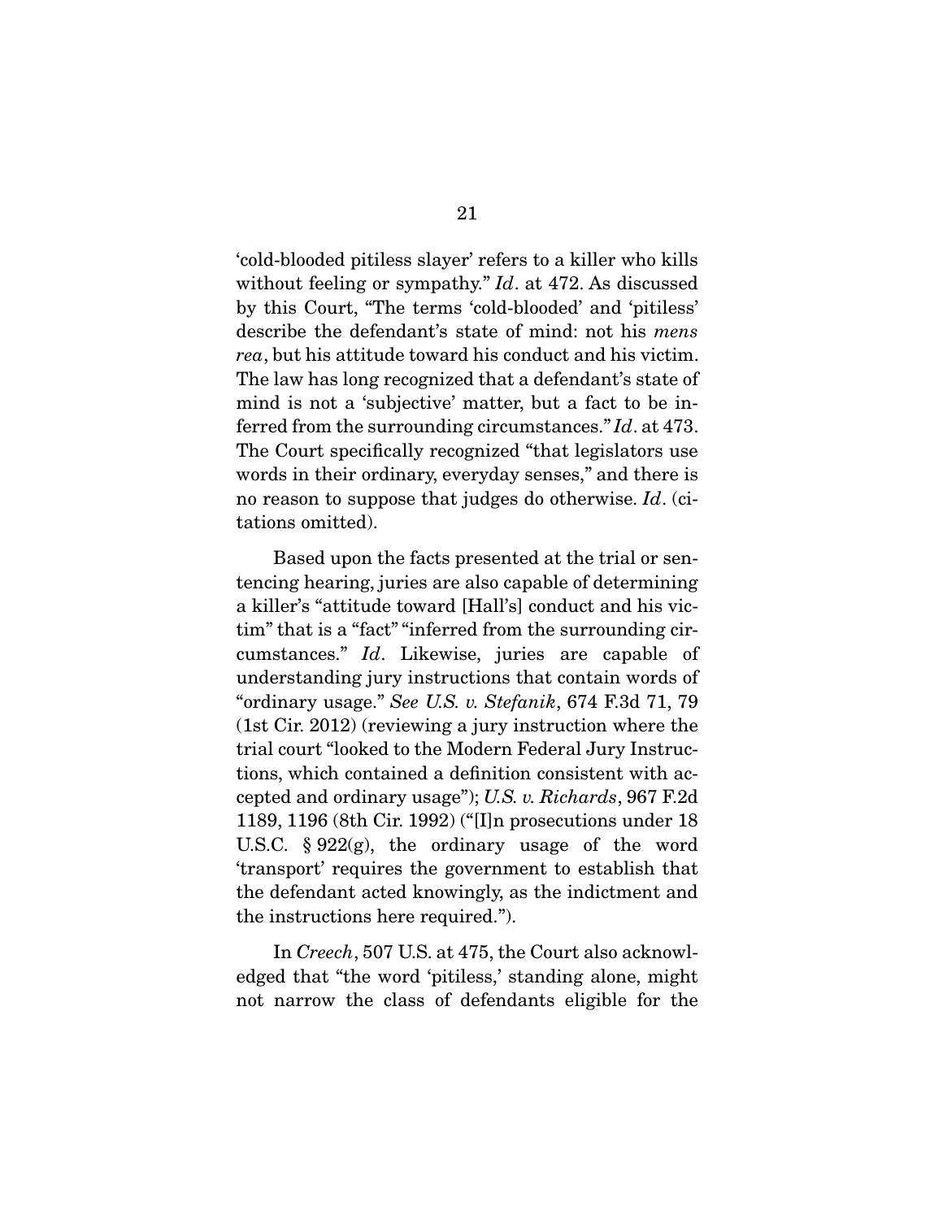'cold-blooded pitiless slayer' refers to a killer who kills without feeling or sympathy." *Id*. at 472. As discussed by this Court, "The terms 'cold-blooded' and 'pitiless' describe the defendant's state of mind: not his *mens rea*, but his attitude toward his conduct and his victim. The law has long recognized that a defendant's state of mind is not a 'subjective' matter, but a fact to be inferred from the surrounding circumstances." *Id*. at 473. The Court specifically recognized "that legislators use words in their ordinary, everyday senses," and there is no reason to suppose that judges do otherwise. *Id*. (citations omitted).

Based upon the facts presented at the trial or sentencing hearing, juries are also capable of determining a killer's "attitude toward [Hall's] conduct and his victim" that is a "fact" "inferred from the surrounding circumstances." *Id*. Likewise, juries are capable of understanding jury instructions that contain words of "ordinary usage." *See U.S. v. Stefanik*, 674 F.3d 71, 79 (1st Cir. 2012) (reviewing a jury instruction where the trial court "looked to the Modern Federal Jury Instructions, which contained a definition consistent with accepted and ordinary usage"); *U.S. v. Richards*, 967 F.2d 1189, 1196 (8th Cir. 1992) ("[I]n prosecutions under 18 U.S.C. § 922(g), the ordinary usage of the word 'transport' requires the government to establish that the defendant acted knowingly, as the indictment and the instructions here required.").

In *Creech*, 507 U.S. at 475, the Court also acknowledged that "the word 'pitiless,' standing alone, might not narrow the class of defendants eligible for the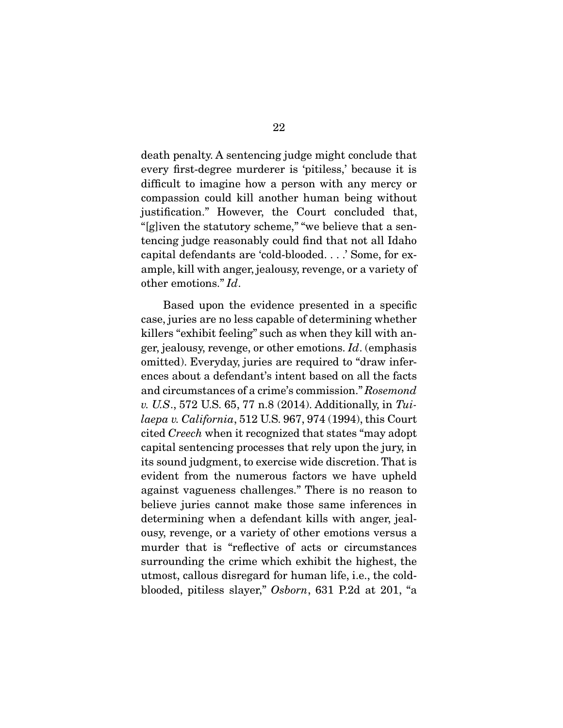death penalty. A sentencing judge might conclude that every first-degree murderer is 'pitiless,' because it is difficult to imagine how a person with any mercy or compassion could kill another human being without justification." However, the Court concluded that, "[g]iven the statutory scheme," "we believe that a sentencing judge reasonably could find that not all Idaho capital defendants are 'cold-blooded. . . .' Some, for example, kill with anger, jealousy, revenge, or a variety of other emotions." *Id*.

Based upon the evidence presented in a specific case, juries are no less capable of determining whether killers "exhibit feeling" such as when they kill with anger, jealousy, revenge, or other emotions. *Id*. (emphasis omitted). Everyday, juries are required to "draw inferences about a defendant's intent based on all the facts and circumstances of a crime's commission." *Rosemond v. U.S*., 572 U.S. 65, 77 n.8 (2014). Additionally, in *Tuilaepa v. California*, 512 U.S. 967, 974 (1994), this Court cited *Creech* when it recognized that states "may adopt capital sentencing processes that rely upon the jury, in its sound judgment, to exercise wide discretion. That is evident from the numerous factors we have upheld against vagueness challenges." There is no reason to believe juries cannot make those same inferences in determining when a defendant kills with anger, jealousy, revenge, or a variety of other emotions versus a murder that is "reflective of acts or circumstances surrounding the crime which exhibit the highest, the utmost, callous disregard for human life, i.e., the cold-blooded, pitiless slayer," *Osborn*, 631 P.2d at 201, "a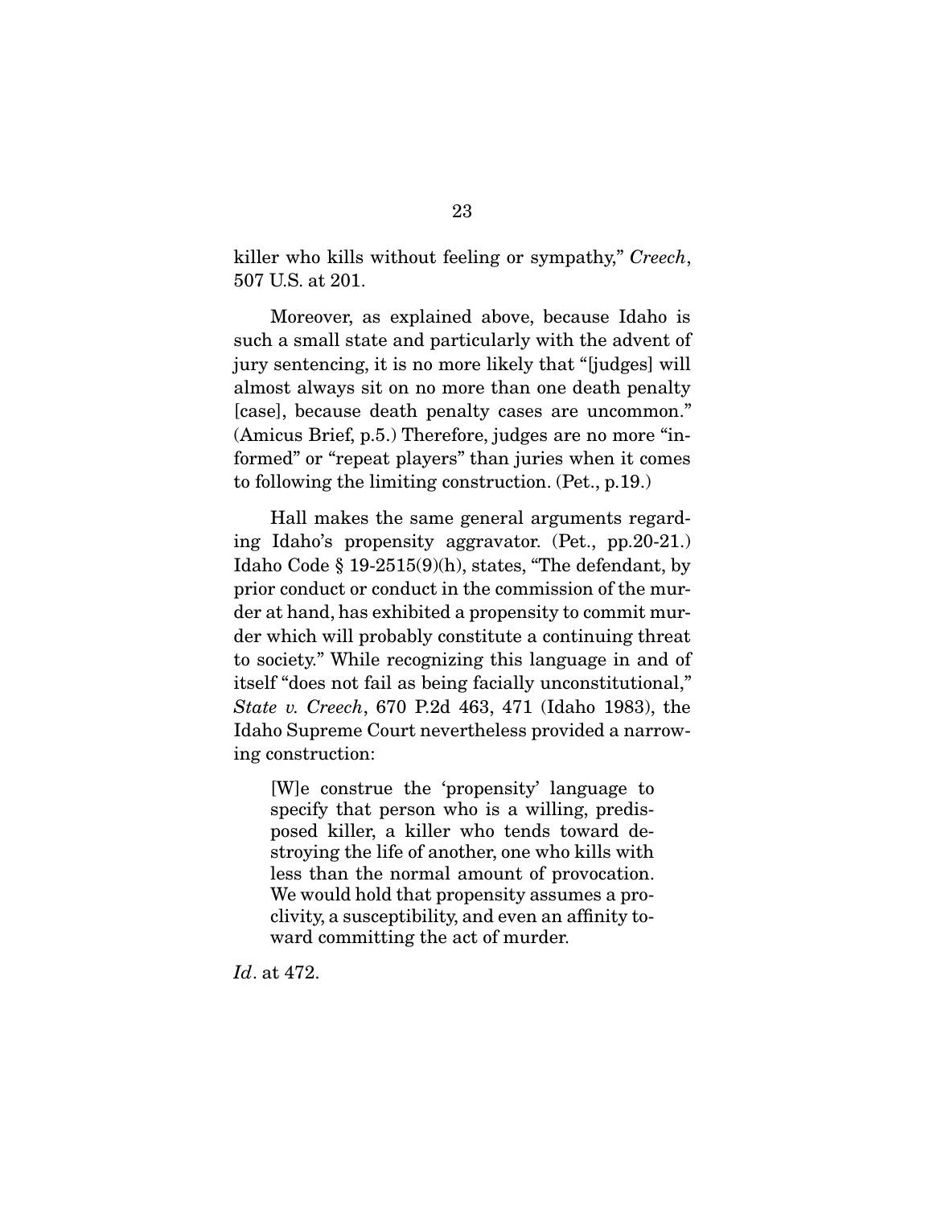killer who kills without feeling or sympathy," *Creech*, 507 U.S. at 201.

Moreover, as explained above, because Idaho is such a small state and particularly with the advent of jury sentencing, it is no more likely that "[judges] will almost always sit on no more than one death penalty [case], because death penalty cases are uncommon." (Amicus Brief, p.5.) Therefore, judges are no more "informed" or "repeat players" than juries when it comes to following the limiting construction. (Pet., p.19.)

Hall makes the same general arguments regarding Idaho's propensity aggravator. (Pet., pp.20-21.) Idaho Code § 19-2515(9)(h), states, "The defendant, by prior conduct or conduct in the commission of the murder at hand, has exhibited a propensity to commit murder which will probably constitute a continuing threat to society." While recognizing this language in and of itself "does not fail as being facially unconstitutional," *State v. Creech*, 670 P.2d 463, 471 (Idaho 1983), the Idaho Supreme Court nevertheless provided a narrowing construction:

> [W]e construe the 'propensity' language to specify that person who is a willing, predisposed killer, a killer who tends toward destroying the life of another, one who kills with less than the normal amount of provocation. We would hold that propensity assumes a proclivity, a susceptibility, and even an affinity toward committing the act of murder.

*Id*. at 472.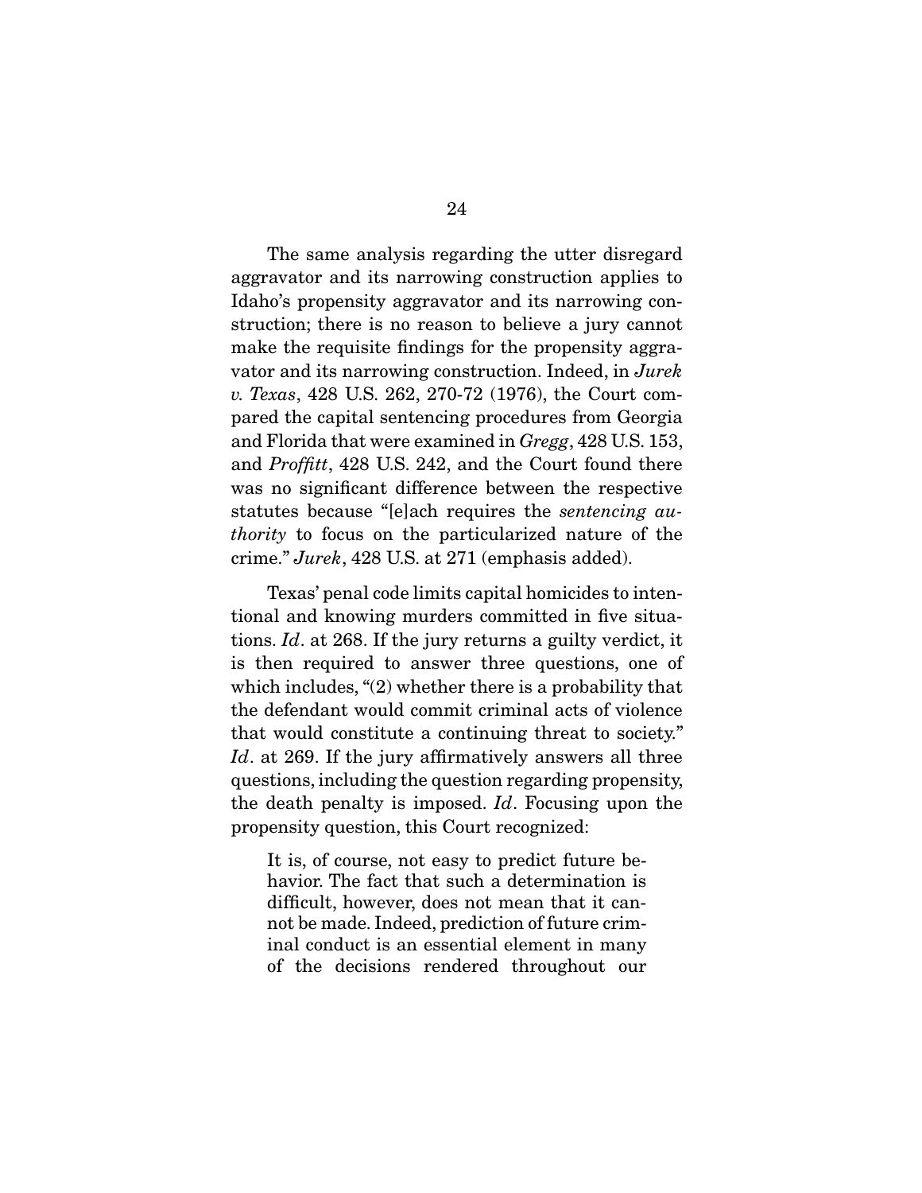The same analysis regarding the utter disregard aggravator and its narrowing construction applies to Idaho's propensity aggravator and its narrowing construction; there is no reason to believe a jury cannot make the requisite findings for the propensity aggravator and its narrowing construction. Indeed, in *Jurek v. Texas*, 428 U.S. 262, 270-72 (1976), the Court compared the capital sentencing procedures from Georgia and Florida that were examined in *Gregg*, 428 U.S. 153, and *Proffitt*, 428 U.S. 242, and the Court found there was no significant difference between the respective statutes because "[e]ach requires the *sentencing authority* to focus on the particularized nature of the crime." *Jurek*, 428 U.S. at 271 (emphasis added).

Texas' penal code limits capital homicides to intentional and knowing murders committed in five situations. *Id*. at 268. If the jury returns a guilty verdict, it is then required to answer three questions, one of which includes, "(2) whether there is a probability that the defendant would commit criminal acts of violence that would constitute a continuing threat to society." *Id*. at 269. If the jury affirmatively answers all three questions, including the question regarding propensity, the death penalty is imposed. *Id*. Focusing upon the propensity question, this Court recognized:

> It is, of course, not easy to predict future behavior. The fact that such a determination is difficult, however, does not mean that it cannot be made. Indeed, prediction of future criminal conduct is an essential element in many of the decisions rendered throughout our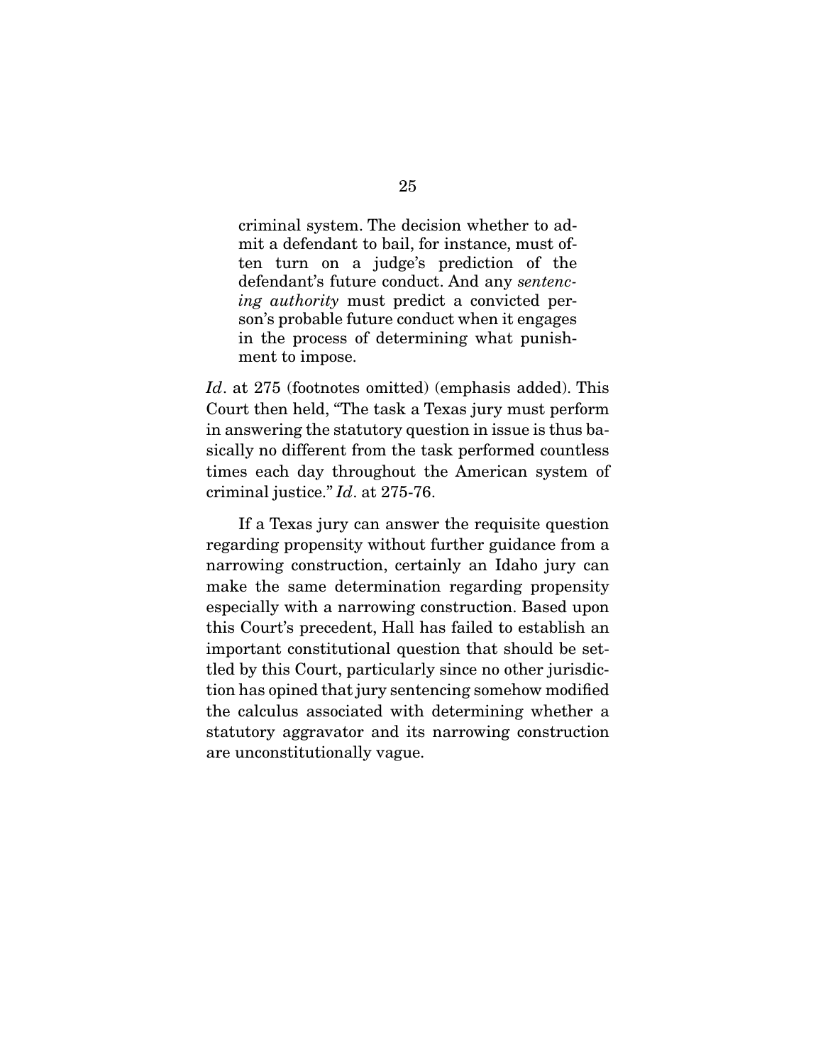> criminal system. The decision whether to admit a defendant to bail, for instance, must often turn on a judge's prediction of the defendant's future conduct. And any *sentencing authority* must predict a convicted person's probable future conduct when it engages in the process of determining what punishment to impose.

*Id*. at 275 (footnotes omitted) (emphasis added). This Court then held, "The task a Texas jury must perform in answering the statutory question in issue is thus basically no different from the task performed countless times each day throughout the American system of criminal justice." *Id*. at 275-76.

If a Texas jury can answer the requisite question regarding propensity without further guidance from a narrowing construction, certainly an Idaho jury can make the same determination regarding propensity especially with a narrowing construction. Based upon this Court's precedent, Hall has failed to establish an important constitutional question that should be settled by this Court, particularly since no other jurisdiction has opined that jury sentencing somehow modified the calculus associated with determining whether a statutory aggravator and its narrowing construction are unconstitutionally vague.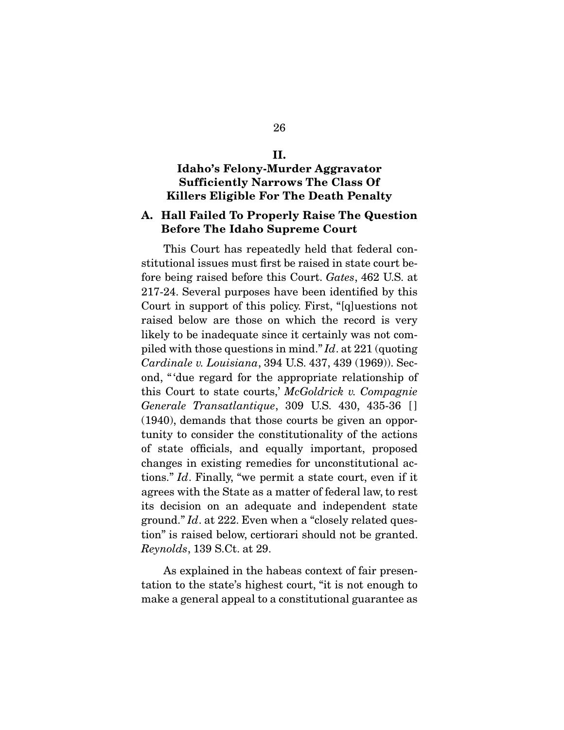## II.

## Idaho's Felony-Murder Aggravator Sufficiently Narrows The Class Of Killers Eligible For The Death Penalty

### A. Hall Failed To Properly Raise The Question Before The Idaho Supreme Court

This Court has repeatedly held that federal constitutional issues must first be raised in state court before being raised before this Court. *Gates*, 462 U.S. at 217-24. Several purposes have been identified by this Court in support of this policy. First, "[q]uestions not raised below are those on which the record is very likely to be inadequate since it certainly was not compiled with those questions in mind." *Id*. at 221 (quoting *Cardinale v. Louisiana*, 394 U.S. 437, 439 (1969)). Second, "'due regard for the appropriate relationship of this Court to state courts,' *McGoldrick v. Compagnie Generale Transatlantique*, 309 U.S. 430, 435-36 [] (1940), demands that those courts be given an opportunity to consider the constitutionality of the actions of state officials, and equally important, proposed changes in existing remedies for unconstitutional actions." *Id*. Finally, "we permit a state court, even if it agrees with the State as a matter of federal law, to rest its decision on an adequate and independent state ground." *Id*. at 222. Even when a "closely related question" is raised below, certiorari should not be granted. *Reynolds*, 139 S.Ct. at 29.

As explained in the habeas context of fair presentation to the state's highest court, "it is not enough to make a general appeal to a constitutional guarantee as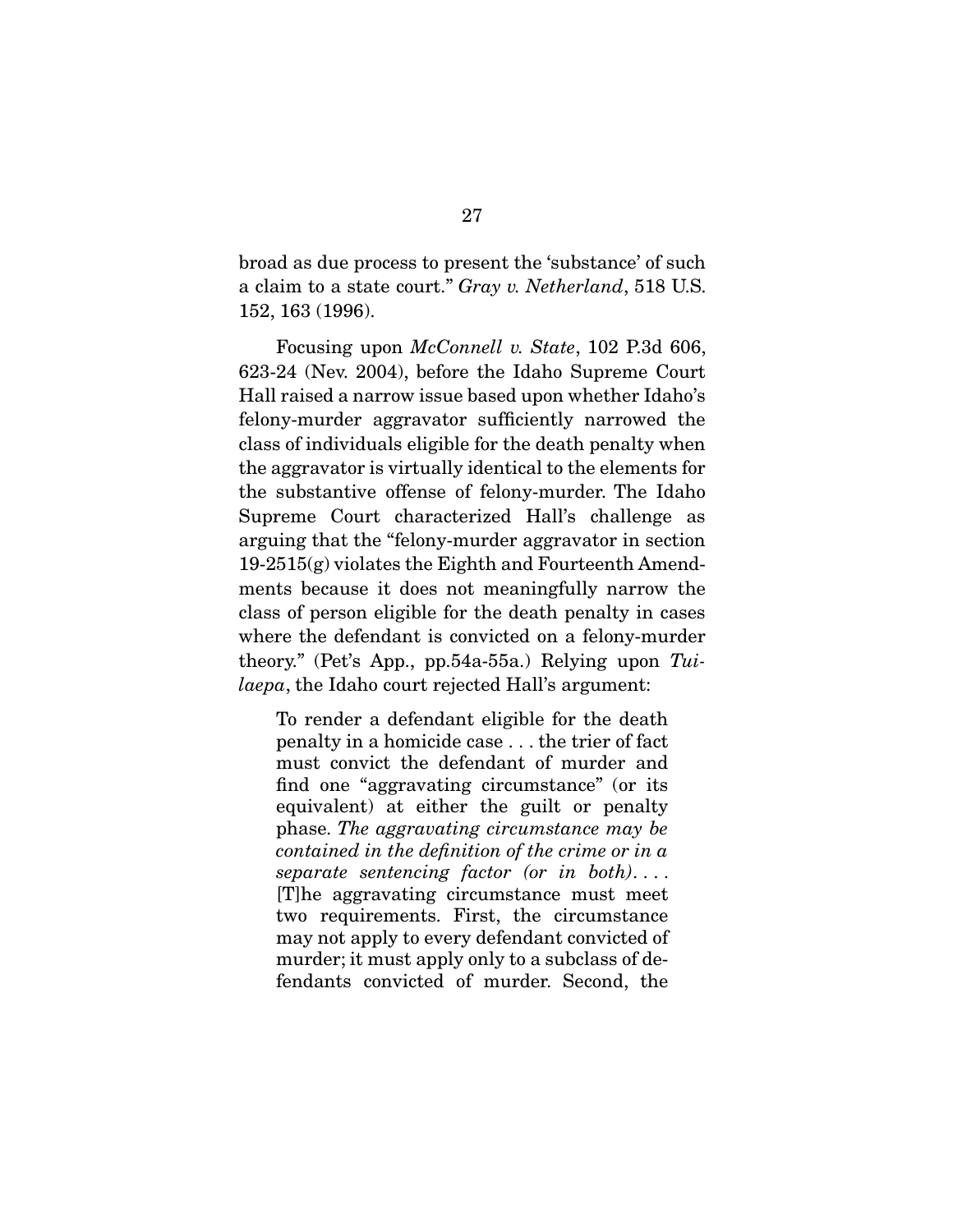broad as due process to present the 'substance' of such a claim to a state court." *Gray v. Netherland*, 518 U.S. 152, 163 (1996).

Focusing upon *McConnell v. State*, 102 P.3d 606, 623-24 (Nev. 2004), before the Idaho Supreme Court Hall raised a narrow issue based upon whether Idaho's felony-murder aggravator sufficiently narrowed the class of individuals eligible for the death penalty when the aggravator is virtually identical to the elements for the substantive offense of felony-murder. The Idaho Supreme Court characterized Hall's challenge as arguing that the "felony-murder aggravator in section 19-2515(g) violates the Eighth and Fourteenth Amendments because it does not meaningfully narrow the class of person eligible for the death penalty in cases where the defendant is convicted on a felony-murder theory." (Pet's App., pp.54a-55a.) Relying upon *Tuilaepa*, the Idaho court rejected Hall's argument:

> To render a defendant eligible for the death penalty in a homicide case . . . the trier of fact must convict the defendant of murder and find one "aggravating circumstance" (or its equivalent) at either the guilt or penalty phase. *The aggravating circumstance may be contained in the definition of the crime or in a separate sentencing factor (or in both)*. . . . [T]he aggravating circumstance must meet two requirements. First, the circumstance may not apply to every defendant convicted of murder; it must apply only to a subclass of defendants convicted of murder. Second, the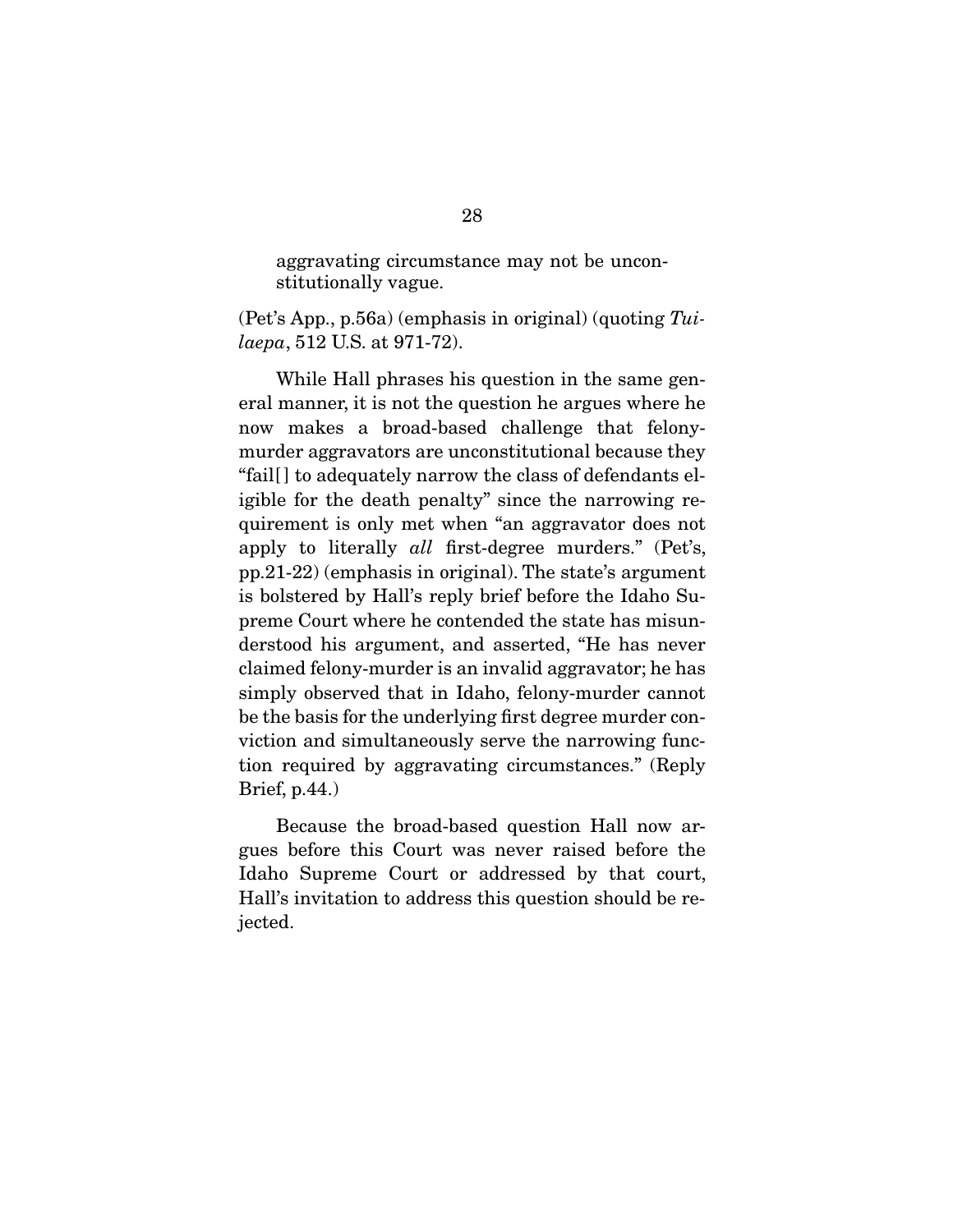> aggravating circumstance may not be unconstitutionally vague.

(Pet's App., p.56a) (emphasis in original) (quoting *Tuilaepa*, 512 U.S. at 971-72).

While Hall phrases his question in the same general manner, it is not the question he argues where he now makes a broad-based challenge that felony-murder aggravators are unconstitutional because they "fail[] to adequately narrow the class of defendants eligible for the death penalty" since the narrowing requirement is only met when "an aggravator does not apply to literally *all* first-degree murders." (Pet's, pp.21-22) (emphasis in original). The state's argument is bolstered by Hall's reply brief before the Idaho Supreme Court where he contended the state has misunderstood his argument, and asserted, "He has never claimed felony-murder is an invalid aggravator; he has simply observed that in Idaho, felony-murder cannot be the basis for the underlying first degree murder conviction and simultaneously serve the narrowing function required by aggravating circumstances." (Reply Brief, p.44.)

Because the broad-based question Hall now argues before this Court was never raised before the Idaho Supreme Court or addressed by that court, Hall's invitation to address this question should be rejected.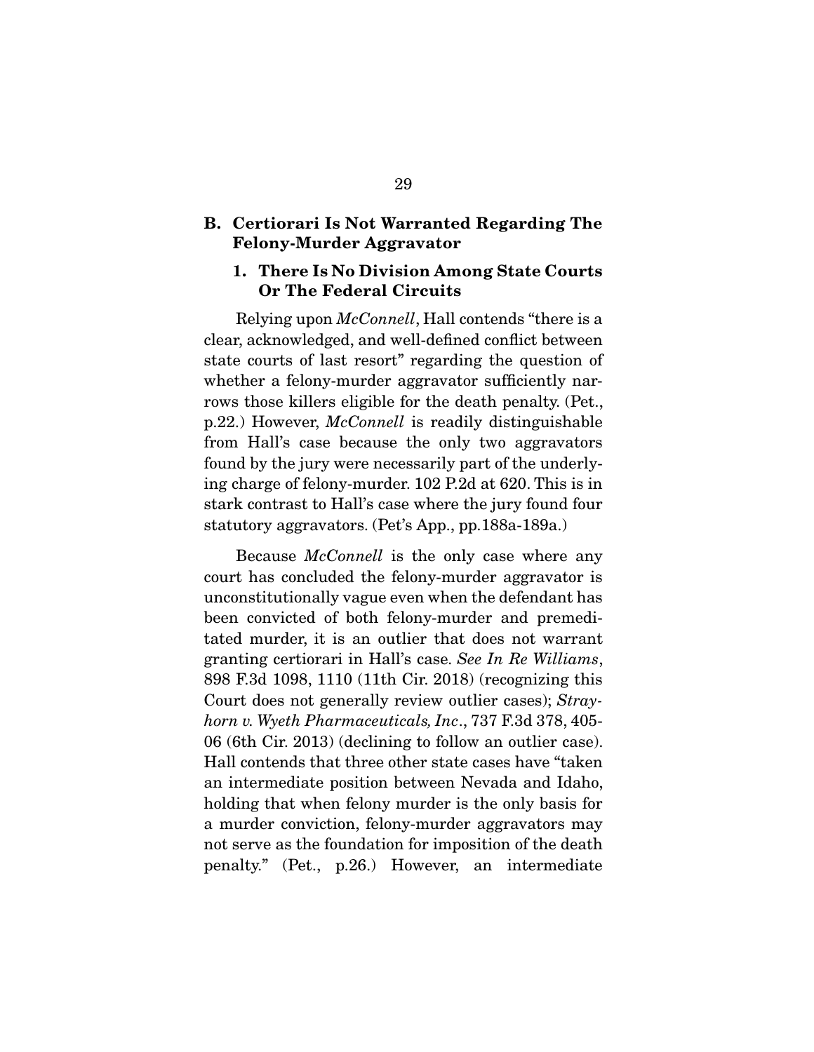### B. Certiorari Is Not Warranted Regarding The Felony-Murder Aggravator

#### 1. There Is No Division Among State Courts Or The Federal Circuits

Relying upon *McConnell*, Hall contends "there is a clear, acknowledged, and well-defined conflict between state courts of last resort" regarding the question of whether a felony-murder aggravator sufficiently narrows those killers eligible for the death penalty. (Pet., p.22.) However, *McConnell* is readily distinguishable from Hall's case because the only two aggravators found by the jury were necessarily part of the underlying charge of felony-murder. 102 P.2d at 620. This is in stark contrast to Hall's case where the jury found four statutory aggravators. (Pet's App., pp.188a-189a.)

Because *McConnell* is the only case where any court has concluded the felony-murder aggravator is unconstitutionally vague even when the defendant has been convicted of both felony-murder and premeditated murder, it is an outlier that does not warrant granting certiorari in Hall's case. *See In Re Williams*, 898 F.3d 1098, 1110 (11th Cir. 2018) (recognizing this Court does not generally review outlier cases); *Strayhorn v. Wyeth Pharmaceuticals, Inc*., 737 F.3d 378, 405-06 (6th Cir. 2013) (declining to follow an outlier case). Hall contends that three other state cases have "taken an intermediate position between Nevada and Idaho, holding that when felony murder is the only basis for a murder conviction, felony-murder aggravators may not serve as the foundation for imposition of the death penalty." (Pet., p.26.) However, an intermediate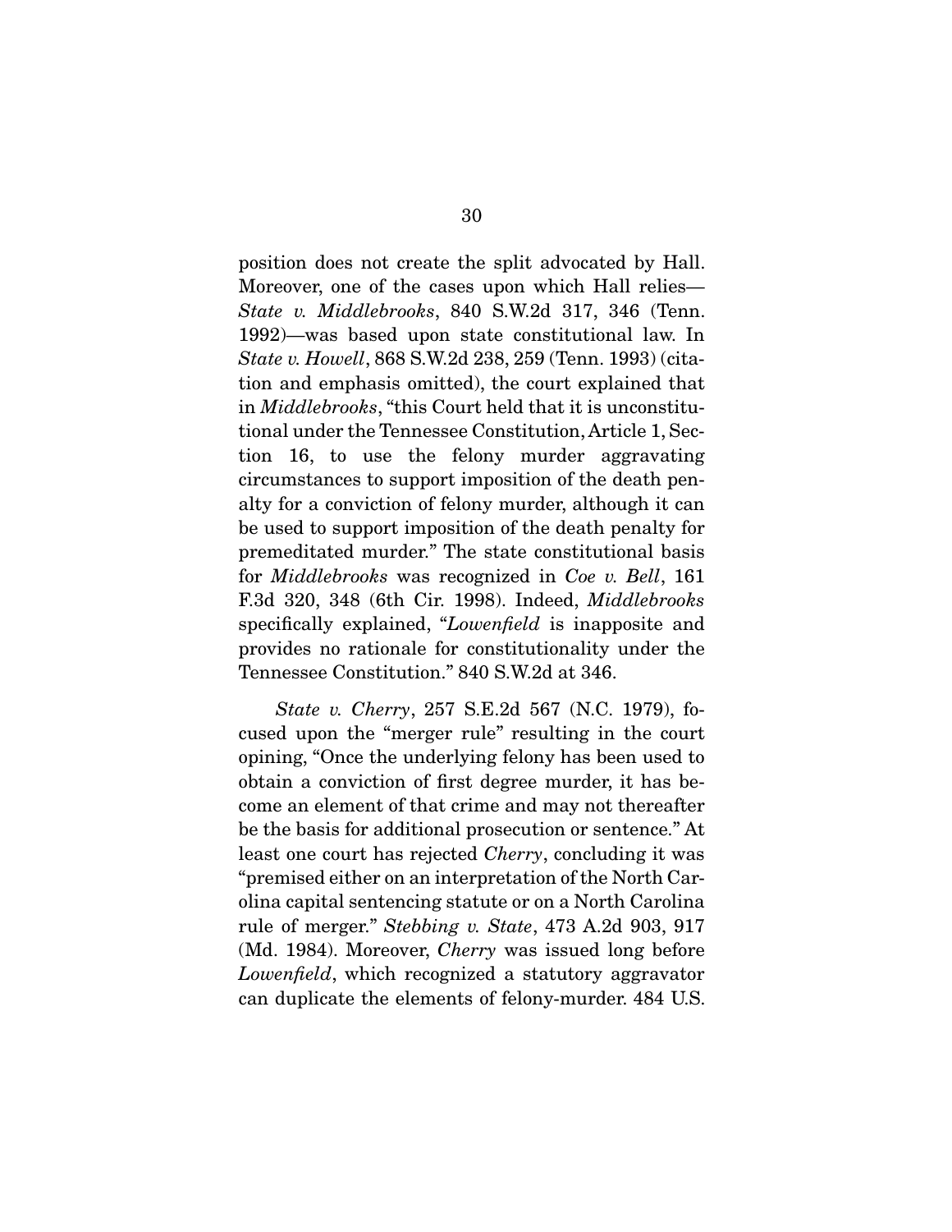position does not create the split advocated by Hall. Moreover, one of the cases upon which Hall relies—*State v. Middlebrooks*, 840 S.W.2d 317, 346 (Tenn. 1992)—was based upon state constitutional law. In *State v. Howell*, 868 S.W.2d 238, 259 (Tenn. 1993) (citation and emphasis omitted), the court explained that in *Middlebrooks*, "this Court held that it is unconstitutional under the Tennessee Constitution, Article 1, Section 16, to use the felony murder aggravating circumstances to support imposition of the death penalty for a conviction of felony murder, although it can be used to support imposition of the death penalty for premeditated murder." The state constitutional basis for *Middlebrooks* was recognized in *Coe v. Bell*, 161 F.3d 320, 348 (6th Cir. 1998). Indeed, *Middlebrooks* specifically explained, "*Lowenfield* is inapposite and provides no rationale for constitutionality under the Tennessee Constitution." 840 S.W.2d at 346.

*State v. Cherry*, 257 S.E.2d 567 (N.C. 1979), focused upon the "merger rule" resulting in the court opining, "Once the underlying felony has been used to obtain a conviction of first degree murder, it has become an element of that crime and may not thereafter be the basis for additional prosecution or sentence." At least one court has rejected *Cherry*, concluding it was "premised either on an interpretation of the North Carolina capital sentencing statute or on a North Carolina rule of merger." *Stebbing v. State*, 473 A.2d 903, 917 (Md. 1984). Moreover, *Cherry* was issued long before *Lowenfield*, which recognized a statutory aggravator can duplicate the elements of felony-murder. 484 U.S.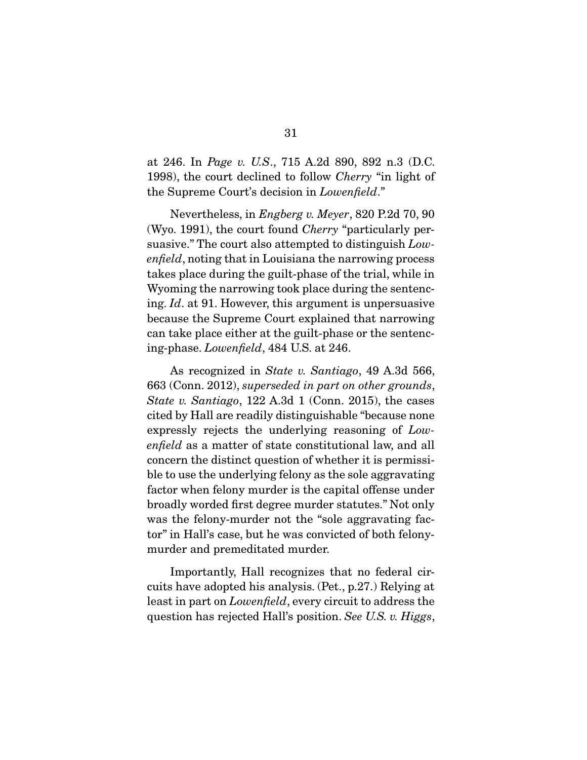at 246. In *Page v. U.S.*, 715 A.2d 890, 892 n.3 (D.C. 1998), the court declined to follow *Cherry* "in light of the Supreme Court's decision in *Lowenfield*."

Nevertheless, in *Engberg v. Meyer*, 820 P.2d 70, 90 (Wyo. 1991), the court found *Cherry* "particularly persuasive." The court also attempted to distinguish *Lowenfield*, noting that in Louisiana the narrowing process takes place during the guilt-phase of the trial, while in Wyoming the narrowing took place during the sentencing. *Id*. at 91. However, this argument is unpersuasive because the Supreme Court explained that narrowing can take place either at the guilt-phase or the sentencing-phase. *Lowenfield*, 484 U.S. at 246.

As recognized in *State v. Santiago*, 49 A.3d 566, 663 (Conn. 2012), *superseded in part on other grounds*, *State v. Santiago*, 122 A.3d 1 (Conn. 2015), the cases cited by Hall are readily distinguishable "because none expressly rejects the underlying reasoning of *Lowenfield* as a matter of state constitutional law, and all concern the distinct question of whether it is permissible to use the underlying felony as the sole aggravating factor when felony murder is the capital offense under broadly worded first degree murder statutes." Not only was the felony-murder not the "sole aggravating factor" in Hall's case, but he was convicted of both felony-murder and premeditated murder.

Importantly, Hall recognizes that no federal circuits have adopted his analysis. (Pet., p.27.) Relying at least in part on *Lowenfield*, every circuit to address the question has rejected Hall's position. *See U.S. v. Higgs*,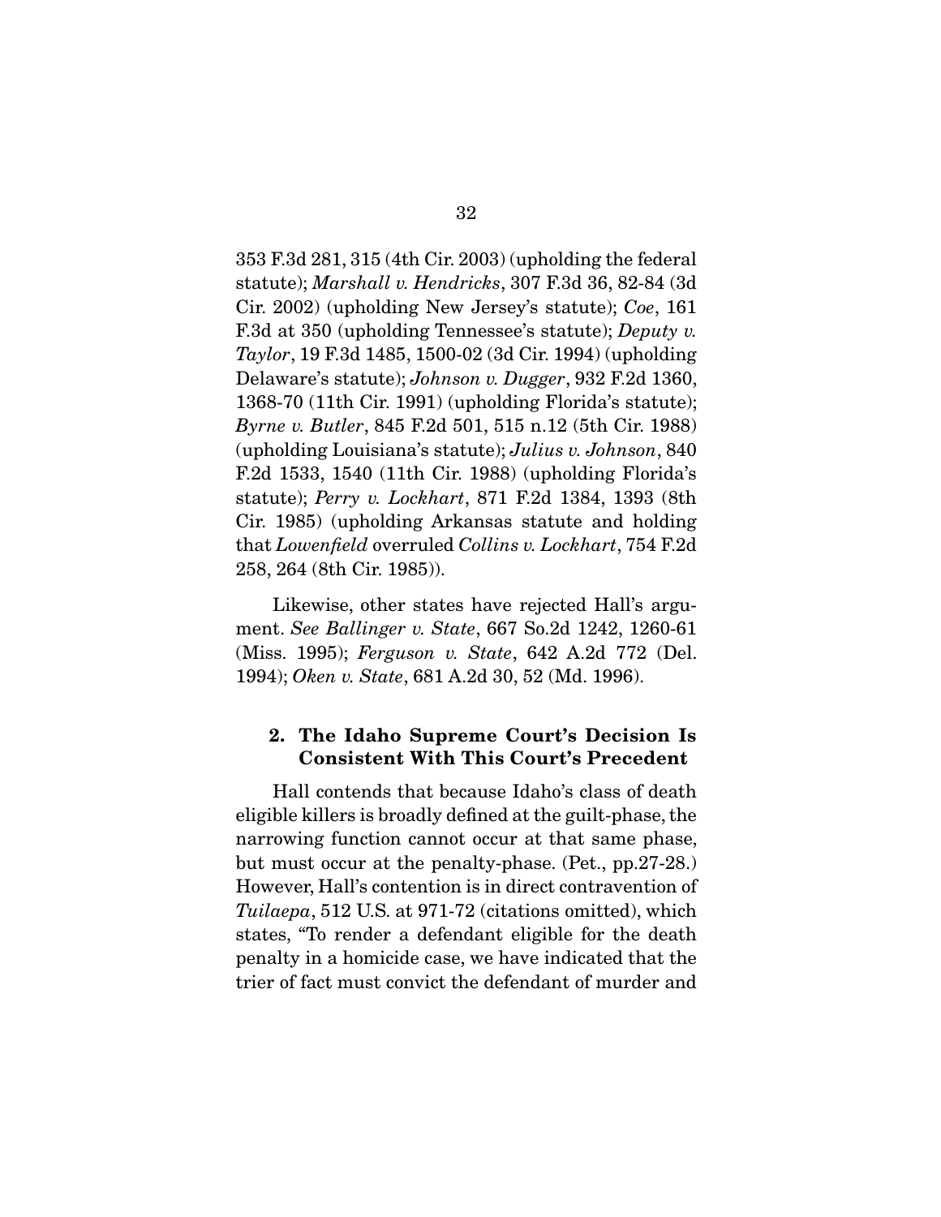353 F.3d 281, 315 (4th Cir. 2003) (upholding the federal statute); *Marshall v. Hendricks*, 307 F.3d 36, 82-84 (3d Cir. 2002) (upholding New Jersey's statute); *Coe*, 161 F.3d at 350 (upholding Tennessee's statute); *Deputy v. Taylor*, 19 F.3d 1485, 1500-02 (3d Cir. 1994) (upholding Delaware's statute); *Johnson v. Dugger*, 932 F.2d 1360, 1368-70 (11th Cir. 1991) (upholding Florida's statute); *Byrne v. Butler*, 845 F.2d 501, 515 n.12 (5th Cir. 1988) (upholding Louisiana's statute); *Julius v. Johnson*, 840 F.2d 1533, 1540 (11th Cir. 1988) (upholding Florida's statute); *Perry v. Lockhart*, 871 F.2d 1384, 1393 (8th Cir. 1985) (upholding Arkansas statute and holding that *Lowenfield* overruled *Collins v. Lockhart*, 754 F.2d 258, 264 (8th Cir. 1985)).

Likewise, other states have rejected Hall's argument. *See Ballinger v. State*, 667 So.2d 1242, 1260-61 (Miss. 1995); *Ferguson v. State*, 642 A.2d 772 (Del. 1994); *Oken v. State*, 681 A.2d 30, 52 (Md. 1996).

### 2. The Idaho Supreme Court's Decision Is Consistent With This Court's Precedent

Hall contends that because Idaho's class of death eligible killers is broadly defined at the guilt-phase, the narrowing function cannot occur at that same phase, but must occur at the penalty-phase. (Pet., pp.27-28.) However, Hall's contention is in direct contravention of *Tuilaepa*, 512 U.S. at 971-72 (citations omitted), which states, "To render a defendant eligible for the death penalty in a homicide case, we have indicated that the trier of fact must convict the defendant of murder and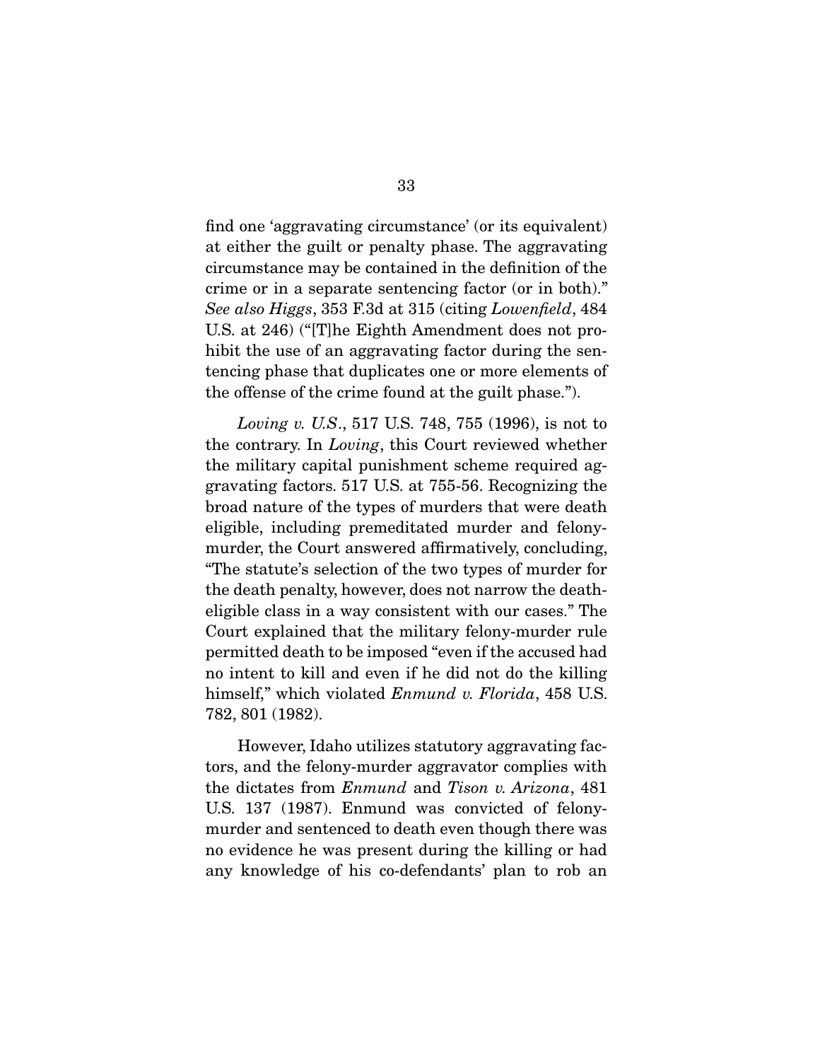find one 'aggravating circumstance' (or its equivalent) at either the guilt or penalty phase. The aggravating circumstance may be contained in the definition of the crime or in a separate sentencing factor (or in both)." *See also Higgs*, 353 F.3d at 315 (citing *Lowenfield*, 484 U.S. at 246) ("[T]he Eighth Amendment does not prohibit the use of an aggravating factor during the sentencing phase that duplicates one or more elements of the offense of the crime found at the guilt phase.").

*Loving v. U.S.*, 517 U.S. 748, 755 (1996), is not to the contrary. In *Loving*, this Court reviewed whether the military capital punishment scheme required aggravating factors. 517 U.S. at 755-56. Recognizing the broad nature of the types of murders that were death eligible, including premeditated murder and felony-murder, the Court answered affirmatively, concluding, "The statute's selection of the two types of murder for the death penalty, however, does not narrow the death-eligible class in a way consistent with our cases." The Court explained that the military felony-murder rule permitted death to be imposed "even if the accused had no intent to kill and even if he did not do the killing himself," which violated *Enmund v. Florida*, 458 U.S. 782, 801 (1982).

However, Idaho utilizes statutory aggravating factors, and the felony-murder aggravator complies with the dictates from *Enmund* and *Tison v. Arizona*, 481 U.S. 137 (1987). Enmund was convicted of felony-murder and sentenced to death even though there was no evidence he was present during the killing or had any knowledge of his co-defendants' plan to rob an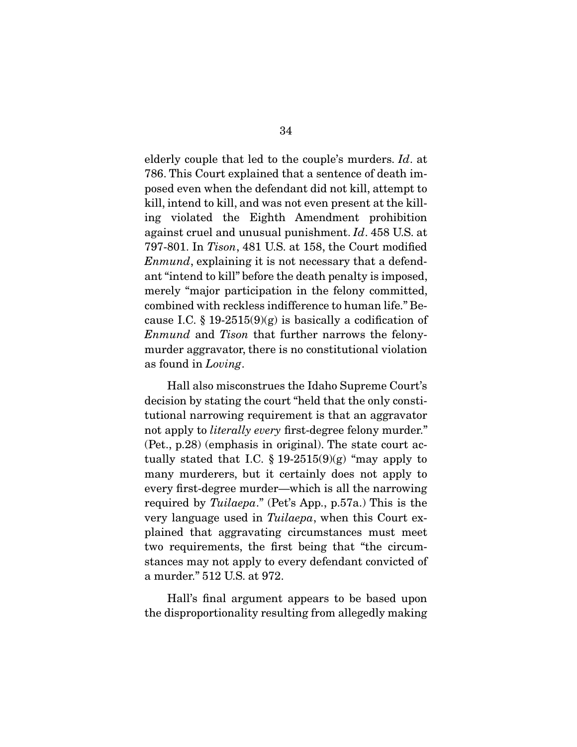elderly couple that led to the couple's murders. *Id*. at 786. This Court explained that a sentence of death imposed even when the defendant did not kill, attempt to kill, intend to kill, and was not even present at the killing violated the Eighth Amendment prohibition against cruel and unusual punishment. *Id*. 458 U.S. at 797-801. In *Tison*, 481 U.S. at 158, the Court modified *Enmund*, explaining it is not necessary that a defendant "intend to kill" before the death penalty is imposed, merely "major participation in the felony committed, combined with reckless indifference to human life." Because I.C. § 19-2515(9)(g) is basically a codification of *Enmund* and *Tison* that further narrows the felony-murder aggravator, there is no constitutional violation as found in *Loving*.

Hall also misconstrues the Idaho Supreme Court's decision by stating the court "held that the only constitutional narrowing requirement is that an aggravator not apply to *literally every* first-degree felony murder." (Pet., p.28) (emphasis in original). The state court actually stated that I.C. § 19-2515(9)(g) "may apply to many murderers, but it certainly does not apply to every first-degree murder—which is all the narrowing required by *Tuilaepa*." (Pet's App., p.57a.) This is the very language used in *Tuilaepa*, when this Court explained that aggravating circumstances must meet two requirements, the first being that "the circumstances may not apply to every defendant convicted of a murder." 512 U.S. at 972.

Hall's final argument appears to be based upon the disproportionality resulting from allegedly making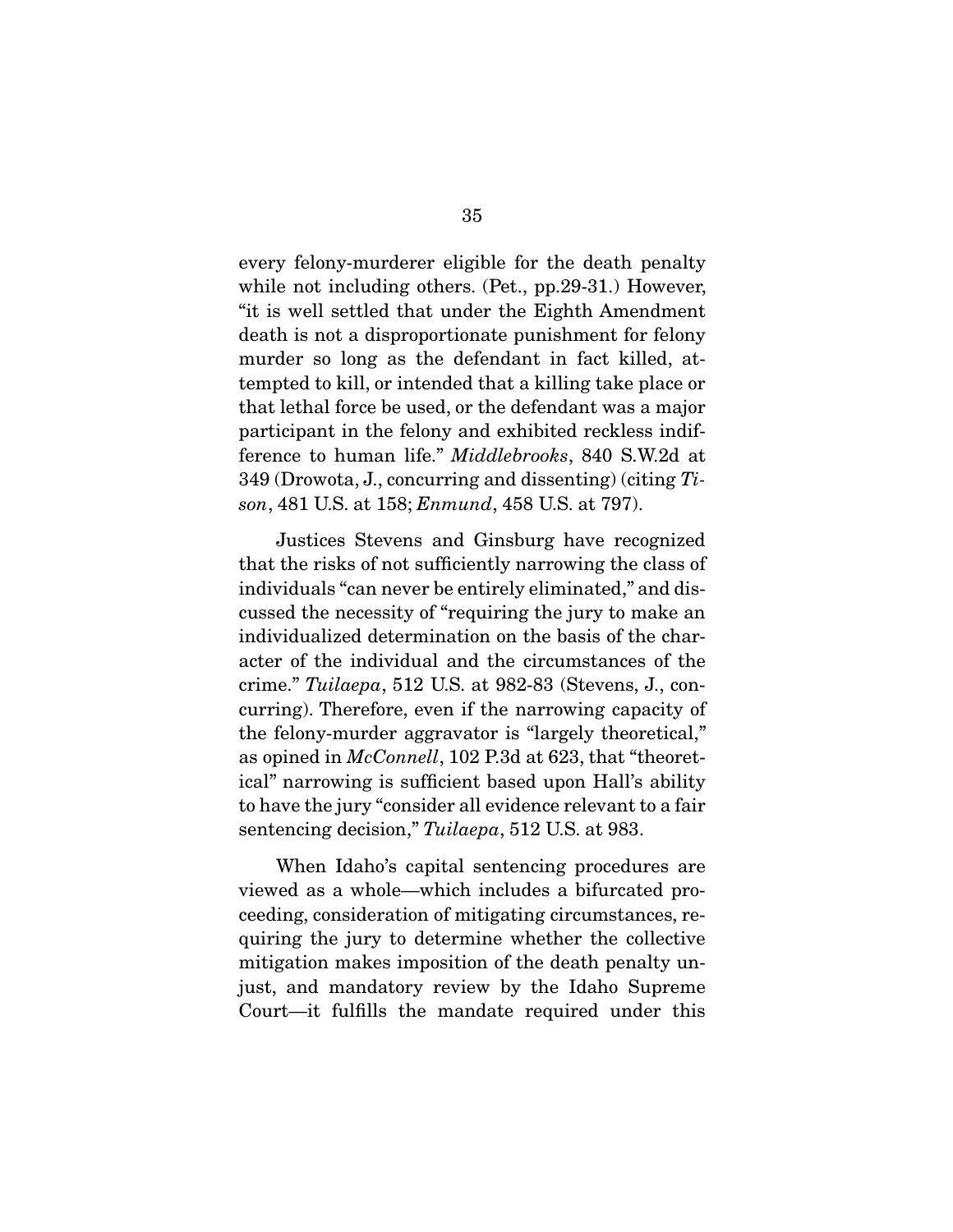every felony-murderer eligible for the death penalty while not including others. (Pet., pp.29-31.) However, "it is well settled that under the Eighth Amendment death is not a disproportionate punishment for felony murder so long as the defendant in fact killed, attempted to kill, or intended that a killing take place or that lethal force be used, or the defendant was a major participant in the felony and exhibited reckless indifference to human life." *Middlebrooks*, 840 S.W.2d at 349 (Drowota, J., concurring and dissenting) (citing *Tison*, 481 U.S. at 158; *Enmund*, 458 U.S. at 797).

Justices Stevens and Ginsburg have recognized that the risks of not sufficiently narrowing the class of individuals "can never be entirely eliminated," and discussed the necessity of "requiring the jury to make an individualized determination on the basis of the character of the individual and the circumstances of the crime." *Tuilaepa*, 512 U.S. at 982-83 (Stevens, J., concurring). Therefore, even if the narrowing capacity of the felony-murder aggravator is "largely theoretical," as opined in *McConnell*, 102 P.3d at 623, that "theoretical" narrowing is sufficient based upon Hall's ability to have the jury "consider all evidence relevant to a fair sentencing decision," *Tuilaepa*, 512 U.S. at 983.

When Idaho's capital sentencing procedures are viewed as a whole—which includes a bifurcated proceeding, consideration of mitigating circumstances, requiring the jury to determine whether the collective mitigation makes imposition of the death penalty unjust, and mandatory review by the Idaho Supreme Court—it fulfills the mandate required under this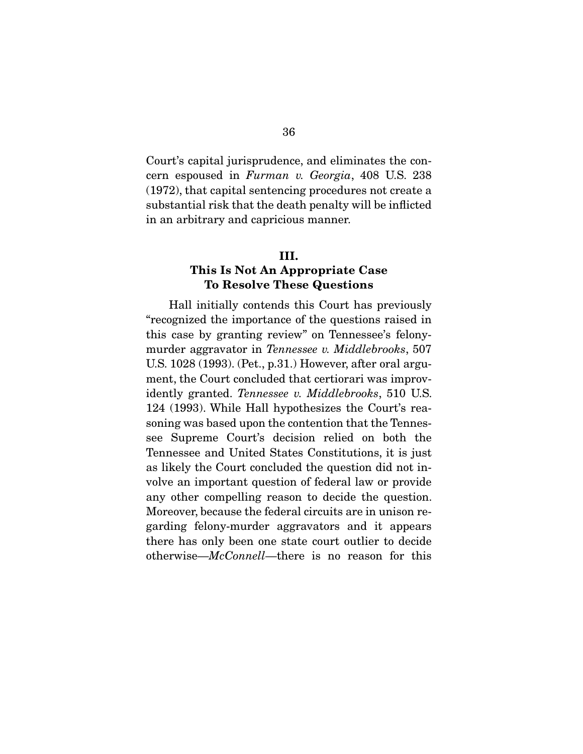Court's capital jurisprudence, and eliminates the concern espoused in *Furman v. Georgia*, 408 U.S. 238 (1972), that capital sentencing procedures not create a substantial risk that the death penalty will be inflicted in an arbitrary and capricious manner.

## III.
## This Is Not An Appropriate Case To Resolve These Questions

Hall initially contends this Court has previously "recognized the importance of the questions raised in this case by granting review" on Tennessee's felony-murder aggravator in *Tennessee v. Middlebrooks*, 507 U.S. 1028 (1993). (Pet., p.31.) However, after oral argument, the Court concluded that certiorari was improvidently granted. *Tennessee v. Middlebrooks*, 510 U.S. 124 (1993). While Hall hypothesizes the Court's reasoning was based upon the contention that the Tennessee Supreme Court's decision relied on both the Tennessee and United States Constitutions, it is just as likely the Court concluded the question did not involve an important question of federal law or provide any other compelling reason to decide the question. Moreover, because the federal circuits are in unison regarding felony-murder aggravators and it appears there has only been one state court outlier to decide otherwise—*McConnell*—there is no reason for this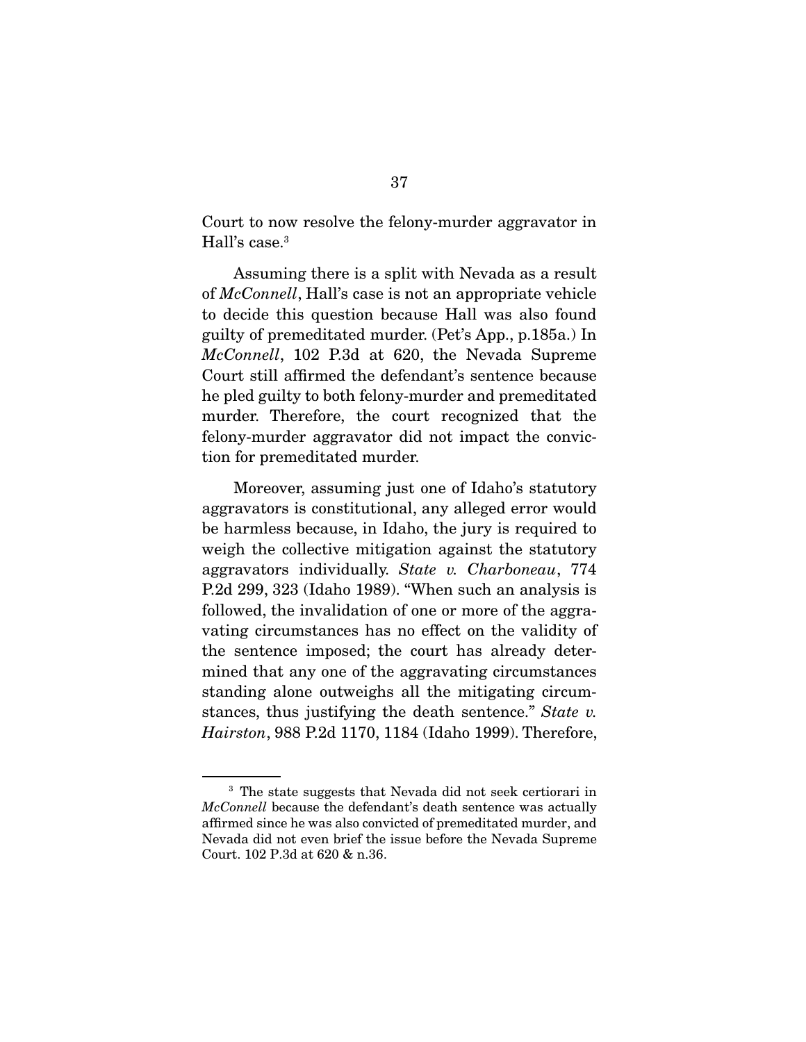Court to now resolve the felony-murder aggravator in Hall's case.[3]

Assuming there is a split with Nevada as a result of *McConnell*, Hall's case is not an appropriate vehicle to decide this question because Hall was also found guilty of premeditated murder. (Pet's App., p.185a.) In *McConnell*, 102 P.3d at 620, the Nevada Supreme Court still affirmed the defendant's sentence because he pled guilty to both felony-murder and premeditated murder. Therefore, the court recognized that the felony-murder aggravator did not impact the conviction for premeditated murder.

Moreover, assuming just one of Idaho's statutory aggravators is constitutional, any alleged error would be harmless because, in Idaho, the jury is required to weigh the collective mitigation against the statutory aggravators individually. *State v. Charboneau*, 774 P.2d 299, 323 (Idaho 1989). "When such an analysis is followed, the invalidation of one or more of the aggravating circumstances has no effect on the validity of the sentence imposed; the court has already determined that any one of the aggravating circumstances standing alone outweighs all the mitigating circumstances, thus justifying the death sentence." *State v. Hairston*, 988 P.2d 1170, 1184 (Idaho 1999). Therefore,

[3] The state suggests that Nevada did not seek certiorari in *McConnell* because the defendant's death sentence was actually affirmed since he was also convicted of premeditated murder, and Nevada did not even brief the issue before the Nevada Supreme Court. 102 P.3d at 620 & n.36.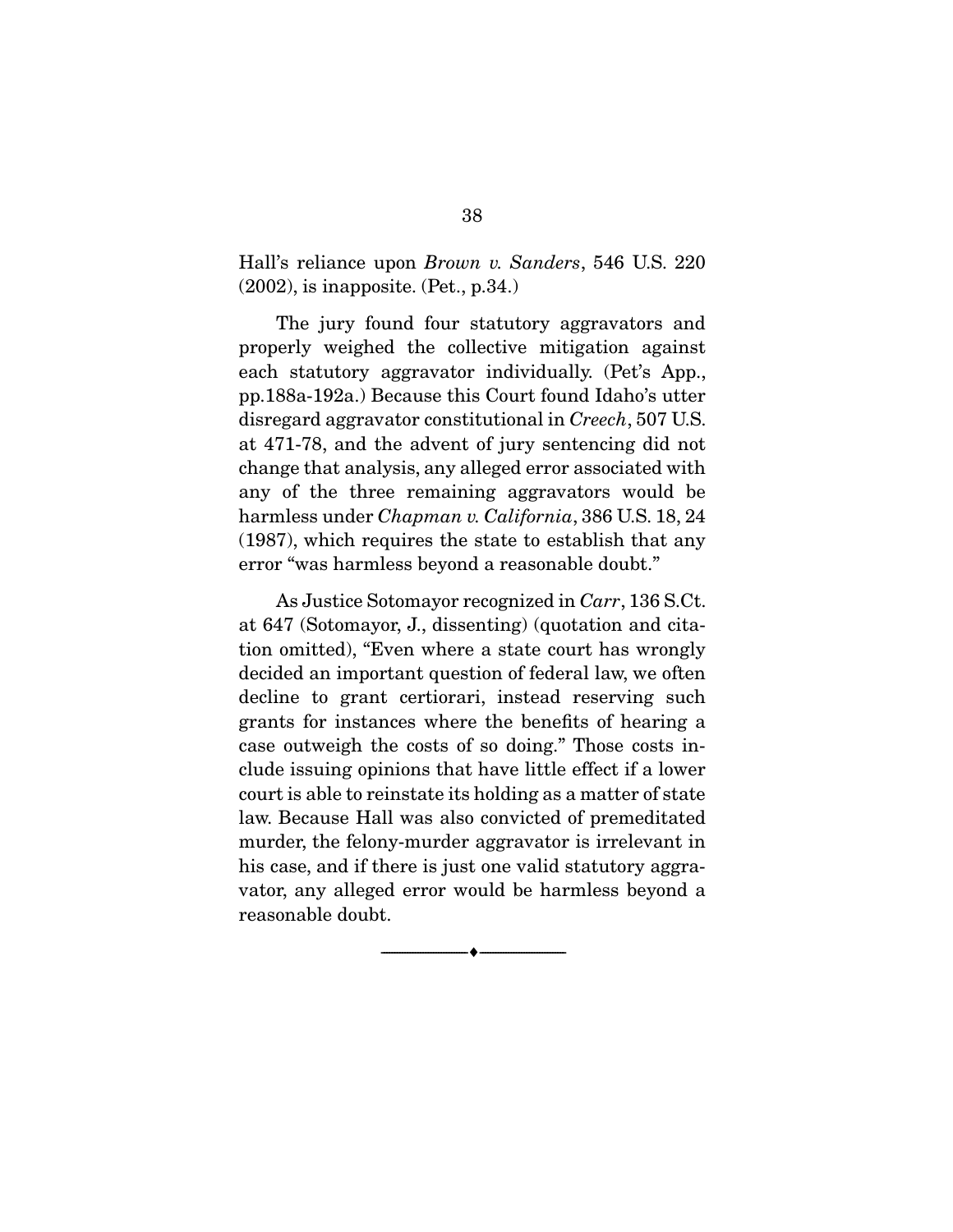Hall's reliance upon *Brown v. Sanders*, 546 U.S. 220 (2002), is inapposite. (Pet., p.34.)

The jury found four statutory aggravators and properly weighed the collective mitigation against each statutory aggravator individually. (Pet's App., pp.188a-192a.) Because this Court found Idaho's utter disregard aggravator constitutional in *Creech*, 507 U.S. at 471-78, and the advent of jury sentencing did not change that analysis, any alleged error associated with any of the three remaining aggravators would be harmless under *Chapman v. California*, 386 U.S. 18, 24 (1987), which requires the state to establish that any error "was harmless beyond a reasonable doubt."

As Justice Sotomayor recognized in *Carr*, 136 S.Ct. at 647 (Sotomayor, J., dissenting) (quotation and citation omitted), "Even where a state court has wrongly decided an important question of federal law, we often decline to grant certiorari, instead reserving such grants for instances where the benefits of hearing a case outweigh the costs of so doing." Those costs include issuing opinions that have little effect if a lower court is able to reinstate its holding as a matter of state law. Because Hall was also convicted of premeditated murder, the felony-murder aggravator is irrelevant in his case, and if there is just one valid statutory aggravator, any alleged error would be harmless beyond a reasonable doubt.

---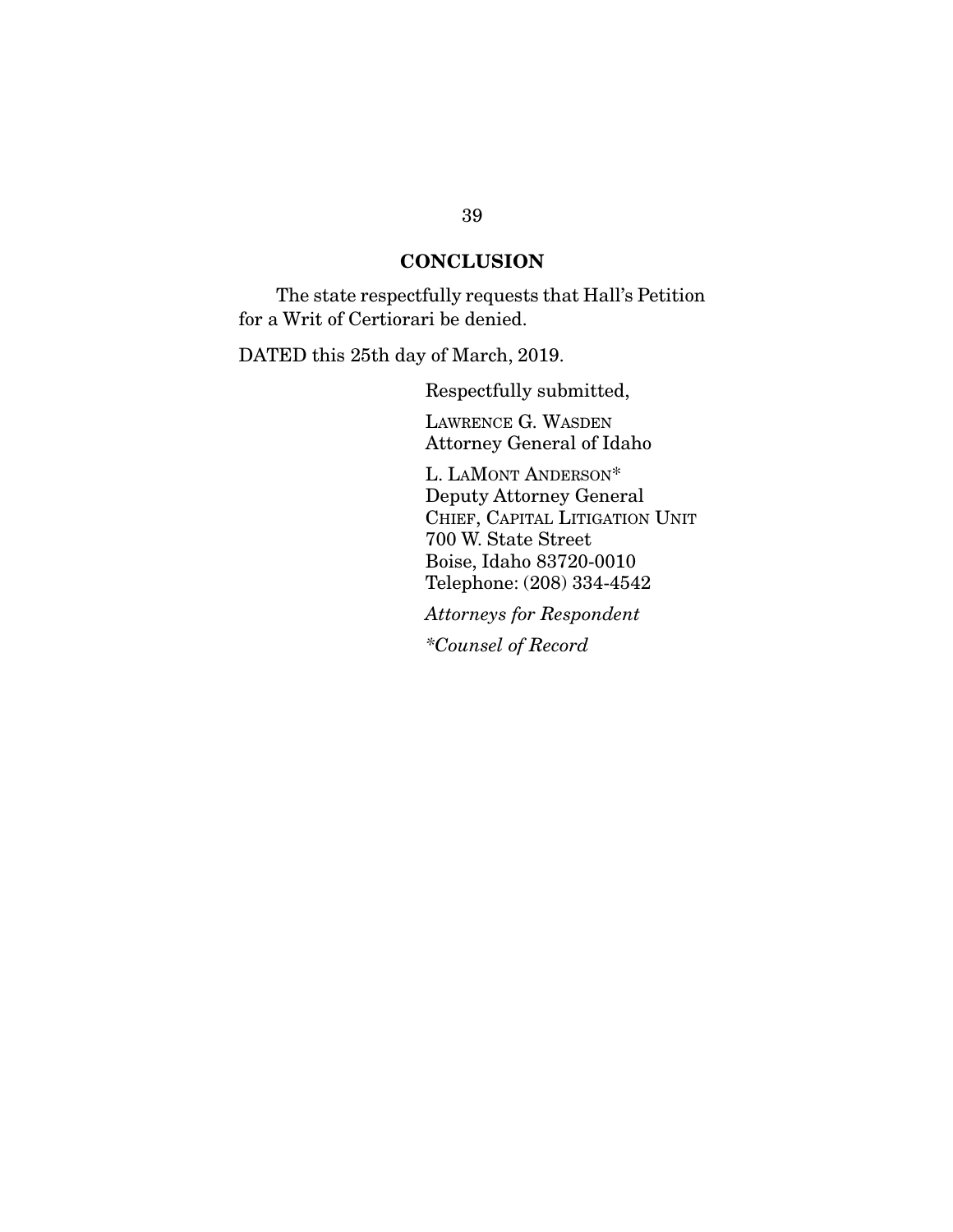## CONCLUSION

The state respectfully requests that Hall's Petition for a Writ of Certiorari be denied.

DATED this 25th day of March, 2019.

Respectfully submitted,

LAWRENCE G. WASDEN
Attorney General of Idaho

L. LAMONT ANDERSON*
Deputy Attorney General
CHIEF, CAPITAL LITIGATION UNIT
700 W. State Street
Boise, Idaho 83720-0010
Telephone: (208) 334-4542

*Attorneys for Respondent*

**Counsel of Record*